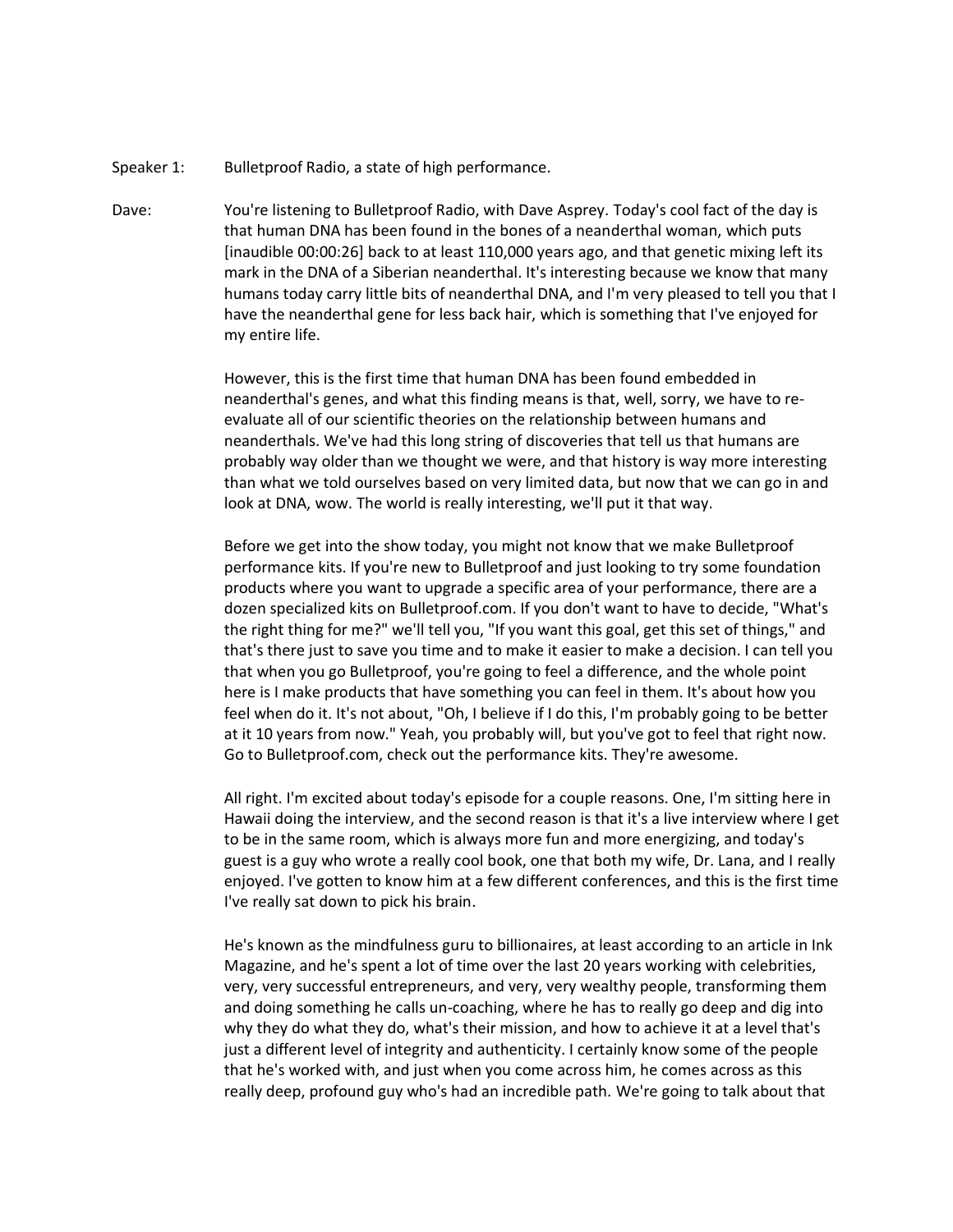Speaker 1: Bulletproof Radio, a state of high performance.

Dave: You're listening to Bulletproof Radio, with Dave Asprey. Today's cool fact of the day is that human DNA has been found in the bones of a neanderthal woman, which puts [inaudible 00:00:26] back to at least 110,000 years ago, and that genetic mixing left its mark in the DNA of a Siberian neanderthal. It's interesting because we know that many humans today carry little bits of neanderthal DNA, and I'm very pleased to tell you that I have the neanderthal gene for less back hair, which is something that I've enjoyed for my entire life.

However, this is the first time that human DNA has been found embedded in neanderthal's genes, and what this finding means is that, well, sorry, we have to re-evaluate all of our scientific theories on the relationship between humans and neanderthals. We've had this long string of discoveries that tell us that humans are probably way older than we thought we were, and that history is way more interesting than what we told ourselves based on very limited data, but now that we can go in and look at DNA, wow. The world is really interesting, we'll put it that way.

Before we get into the show today, you might not know that we make Bulletproof performance kits. If you're new to Bulletproof and just looking to try some foundation products where you want to upgrade a specific area of your performance, there are a dozen specialized kits on Bulletproof.com. If you don't want to have to decide, "What's the right thing for me?" we'll tell you, "If you want this goal, get this set of things," and that's there just to save you time and to make it easier to make a decision. I can tell you that when you go Bulletproof, you're going to feel a difference, and the whole point here is I make products that have something you can feel in them. It's about how you feel when do it. It's not about, "Oh, I believe if I do this, I'm probably going to be better at it 10 years from now." Yeah, you probably will, but you've got to feel that right now. Go to Bulletproof.com, check out the performance kits. They're awesome.

All right. I'm excited about today's episode for a couple reasons. One, I'm sitting here in Hawaii doing the interview, and the second reason is that it's a live interview where I get to be in the same room, which is always more fun and more energizing, and today's guest is a guy who wrote a really cool book, one that both my wife, Dr. Lana, and I really enjoyed. I've gotten to know him at a few different conferences, and this is the first time I've really sat down to pick his brain.

He's known as the mindfulness guru to billionaires, at least according to an article in Ink Magazine, and he's spent a lot of time over the last 20 years working with celebrities, very, very successful entrepreneurs, and very, very wealthy people, transforming them and doing something he calls un-coaching, where he has to really go deep and dig into why they do what they do, what's their mission, and how to achieve it at a level that's just a different level of integrity and authenticity. I certainly know some of the people that he's worked with, and just when you come across him, he comes across as this really deep, profound guy who's had an incredible path. We're going to talk about that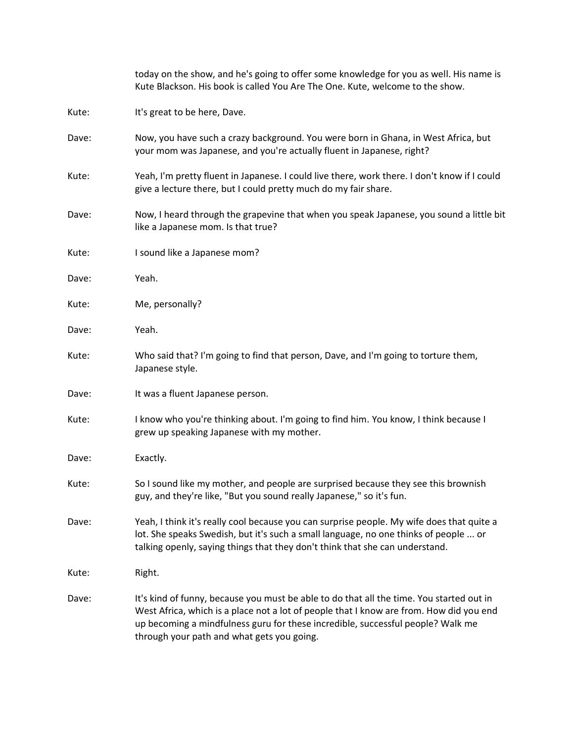today on the show, and he's going to offer some knowledge for you as well. His name is Kute Blackson. His book is called You Are The One. Kute, welcome to the show.

Kute: It's great to be here, Dave.

Dave: Now, you have such a crazy background. You were born in Ghana, in West Africa, but your mom was Japanese, and you're actually fluent in Japanese, right?

Kute: Yeah, I'm pretty fluent in Japanese. I could live there, work there. I don't know if I could give a lecture there, but I could pretty much do my fair share.

Dave: Now, I heard through the grapevine that when you speak Japanese, you sound a little bit like a Japanese mom. Is that true?

Kute: I sound like a Japanese mom?

Dave: Yeah.

Kute: Me, personally?

Dave: Yeah.

Kute: Who said that? I'm going to find that person, Dave, and I'm going to torture them, Japanese style.

Dave: It was a fluent Japanese person.

Kute: I know who you're thinking about. I'm going to find him. You know, I think because I grew up speaking Japanese with my mother.

Dave: Exactly.

Kute: So I sound like my mother, and people are surprised because they see this brownish guy, and they're like, "But you sound really Japanese," so it's fun.

Dave: Yeah, I think it's really cool because you can surprise people. My wife does that quite a lot. She speaks Swedish, but it's such a small language, no one thinks of people ... or talking openly, saying things that they don't think that she can understand.

Kute: Right.

Dave: It's kind of funny, because you must be able to do that all the time. You started out in West Africa, which is a place not a lot of people that I know are from. How did you end up becoming a mindfulness guru for these incredible, successful people? Walk me through your path and what gets you going.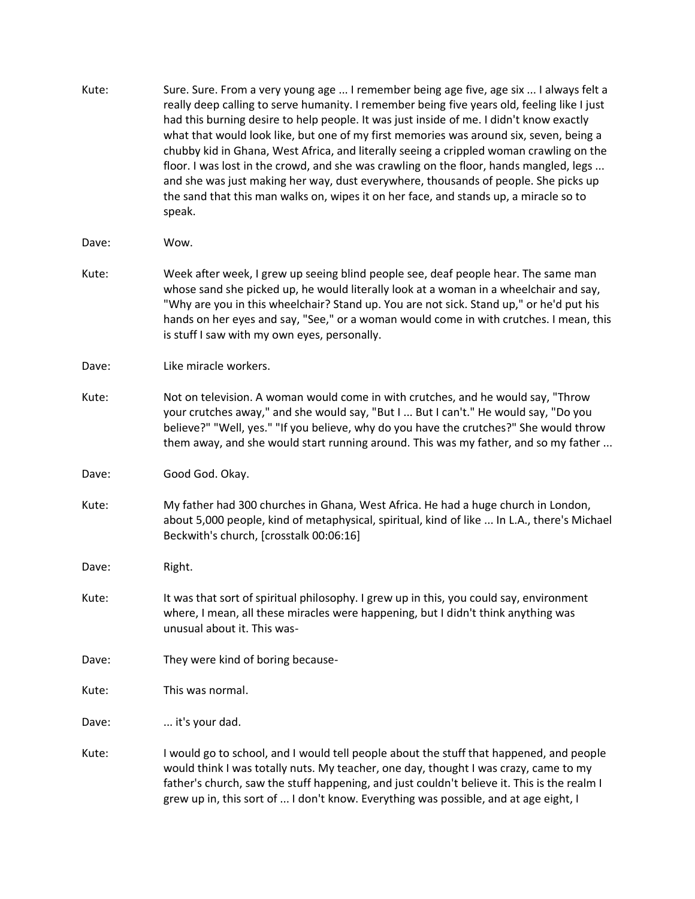Kute: Sure. Sure. From a very young age ... I remember being age five, age six ... I always felt a really deep calling to serve humanity. I remember being five years old, feeling like I just had this burning desire to help people. It was just inside of me. I didn't know exactly what that would look like, but one of my first memories was around six, seven, being a chubby kid in Ghana, West Africa, and literally seeing a crippled woman crawling on the floor. I was lost in the crowd, and she was crawling on the floor, hands mangled, legs ... and she was just making her way, dust everywhere, thousands of people. She picks up the sand that this man walks on, wipes it on her face, and stands up, a miracle so to speak.

Dave: Wow.

Kute: Week after week, I grew up seeing blind people see, deaf people hear. The same man whose sand she picked up, he would literally look at a woman in a wheelchair and say, "Why are you in this wheelchair? Stand up. You are not sick. Stand up," or he'd put his hands on her eyes and say, "See," or a woman would come in with crutches. I mean, this is stuff I saw with my own eyes, personally.

Dave: Like miracle workers.

Kute: Not on television. A woman would come in with crutches, and he would say, "Throw your crutches away," and she would say, "But I ... But I can't." He would say, "Do you believe?" "Well, yes." "If you believe, why do you have the crutches?" She would throw them away, and she would start running around. This was my father, and so my father ...

Dave: Good God. Okay.

Kute: My father had 300 churches in Ghana, West Africa. He had a huge church in London, about 5,000 people, kind of metaphysical, spiritual, kind of like ... In L.A., there's Michael Beckwith's church, [crosstalk 00:06:16]

Dave: Right.

Kute: It was that sort of spiritual philosophy. I grew up in this, you could say, environment where, I mean, all these miracles were happening, but I didn't think anything was unusual about it. This was-

Dave: They were kind of boring because-

Kute: This was normal.

Dave: ... it's your dad.

Kute: I would go to school, and I would tell people about the stuff that happened, and people would think I was totally nuts. My teacher, one day, thought I was crazy, came to my father's church, saw the stuff happening, and just couldn't believe it. This is the realm I grew up in, this sort of ... I don't know. Everything was possible, and at age eight, I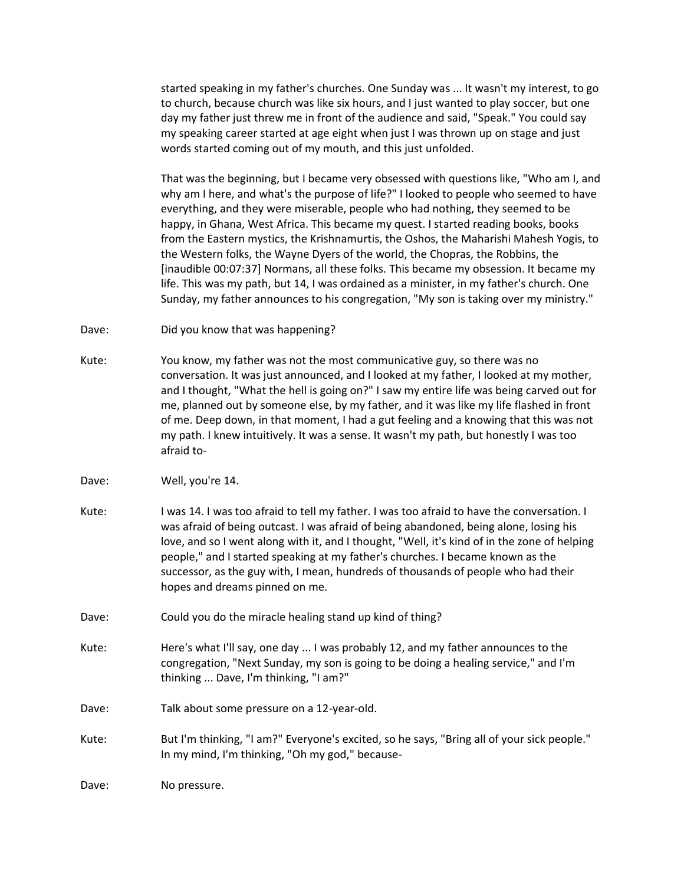started speaking in my father's churches. One Sunday was ... It wasn't my interest, to go to church, because church was like six hours, and I just wanted to play soccer, but one day my father just threw me in front of the audience and said, "Speak." You could say my speaking career started at age eight when just I was thrown up on stage and just words started coming out of my mouth, and this just unfolded.

That was the beginning, but I became very obsessed with questions like, "Who am I, and why am I here, and what's the purpose of life?" I looked to people who seemed to have everything, and they were miserable, people who had nothing, they seemed to be happy, in Ghana, West Africa. This became my quest. I started reading books, books from the Eastern mystics, the Krishnamurtis, the Oshos, the Maharishi Mahesh Yogis, to the Western folks, the Wayne Dyers of the world, the Chopras, the Robbins, the [inaudible 00:07:37] Normans, all these folks. This became my obsession. It became my life. This was my path, but 14, I was ordained as a minister, in my father's church. One Sunday, my father announces to his congregation, "My son is taking over my ministry."

Dave: Did you know that was happening?

Kute: You know, my father was not the most communicative guy, so there was no conversation. It was just announced, and I looked at my father, I looked at my mother, and I thought, "What the hell is going on?" I saw my entire life was being carved out for me, planned out by someone else, by my father, and it was like my life flashed in front of me. Deep down, in that moment, I had a gut feeling and a knowing that this was not my path. I knew intuitively. It was a sense. It wasn't my path, but honestly I was too afraid to-

Dave: Well, you're 14.

Kute: I was 14. I was too afraid to tell my father. I was too afraid to have the conversation. I was afraid of being outcast. I was afraid of being abandoned, being alone, losing his love, and so I went along with it, and I thought, "Well, it's kind of in the zone of helping people," and I started speaking at my father's churches. I became known as the successor, as the guy with, I mean, hundreds of thousands of people who had their hopes and dreams pinned on me.

Dave: Could you do the miracle healing stand up kind of thing?

Kute: Here's what I'll say, one day ... I was probably 12, and my father announces to the congregation, "Next Sunday, my son is going to be doing a healing service," and I'm thinking ... Dave, I'm thinking, "I am?"

Dave: Talk about some pressure on a 12-year-old.

Kute: But I'm thinking, "I am?" Everyone's excited, so he says, "Bring all of your sick people." In my mind, I'm thinking, "Oh my god," because-

Dave: No pressure.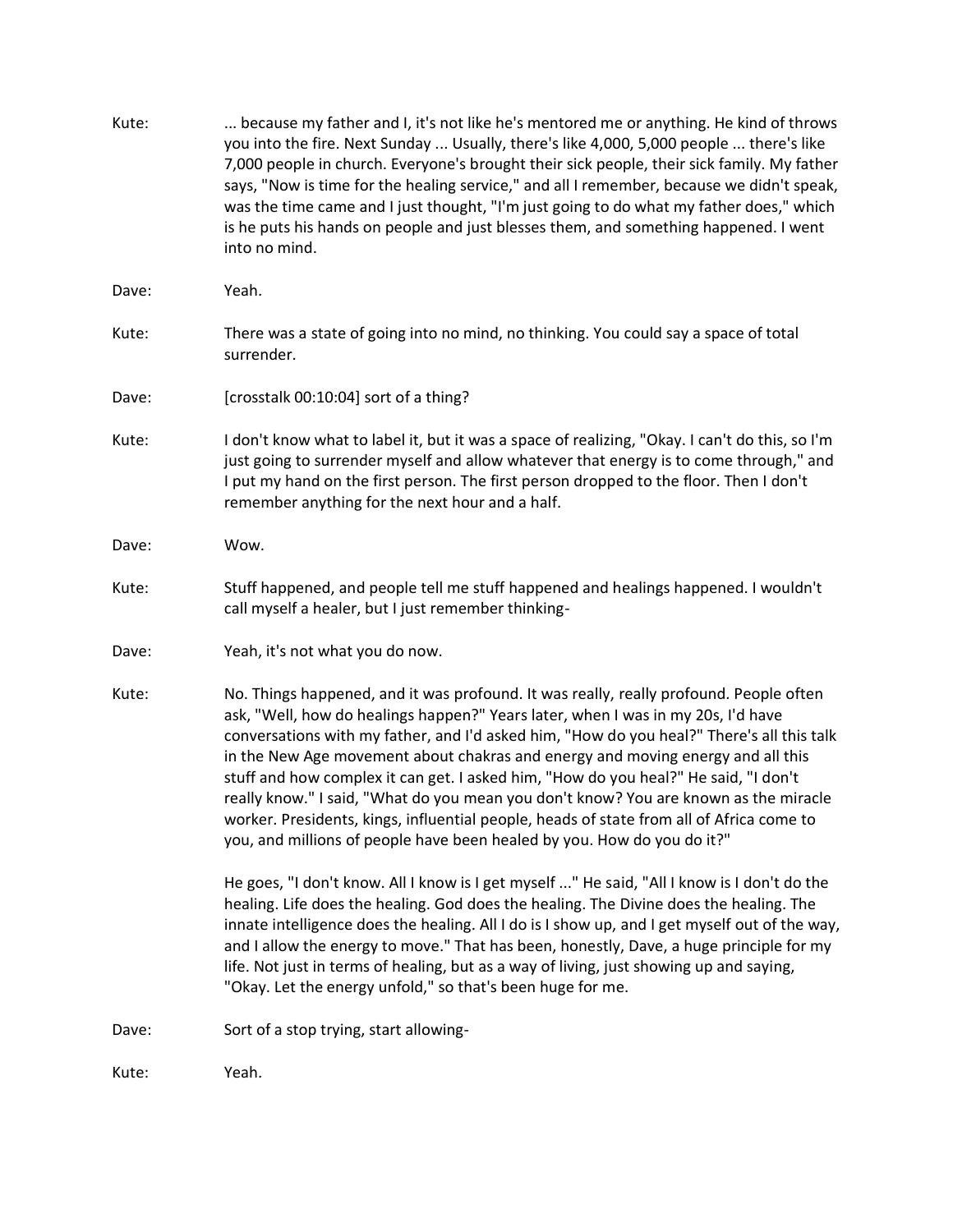Kute: ... because my father and I, it's not like he's mentored me or anything. He kind of throws you into the fire. Next Sunday ... Usually, there's like 4,000, 5,000 people ... there's like 7,000 people in church. Everyone's brought their sick people, their sick family. My father says, "Now is time for the healing service," and all I remember, because we didn't speak, was the time came and I just thought, "I'm just going to do what my father does," which is he puts his hands on people and just blesses them, and something happened. I went into no mind.

Dave: Yeah.

Kute: There was a state of going into no mind, no thinking. You could say a space of total surrender.

Dave: [crosstalk 00:10:04] sort of a thing?

Kute: I don't know what to label it, but it was a space of realizing, "Okay. I can't do this, so I'm just going to surrender myself and allow whatever that energy is to come through," and I put my hand on the first person. The first person dropped to the floor. Then I don't remember anything for the next hour and a half.

Dave: Wow.

Kute: Stuff happened, and people tell me stuff happened and healings happened. I wouldn't call myself a healer, but I just remember thinking-

Dave: Yeah, it's not what you do now.

Kute: No. Things happened, and it was profound. It was really, really profound. People often ask, "Well, how do healings happen?" Years later, when I was in my 20s, I'd have conversations with my father, and I'd asked him, "How do you heal?" There's all this talk in the New Age movement about chakras and energy and moving energy and all this stuff and how complex it can get. I asked him, "How do you heal?" He said, "I don't really know." I said, "What do you mean you don't know? You are known as the miracle worker. Presidents, kings, influential people, heads of state from all of Africa come to you, and millions of people have been healed by you. How do you do it?"

He goes, "I don't know. All I know is I get myself ..." He said, "All I know is I don't do the healing. Life does the healing. God does the healing. The Divine does the healing. The innate intelligence does the healing. All I do is I show up, and I get myself out of the way, and I allow the energy to move." That has been, honestly, Dave, a huge principle for my life. Not just in terms of healing, but as a way of living, just showing up and saying, "Okay. Let the energy unfold," so that's been huge for me.

Dave: Sort of a stop trying, start allowing-

Kute: Yeah.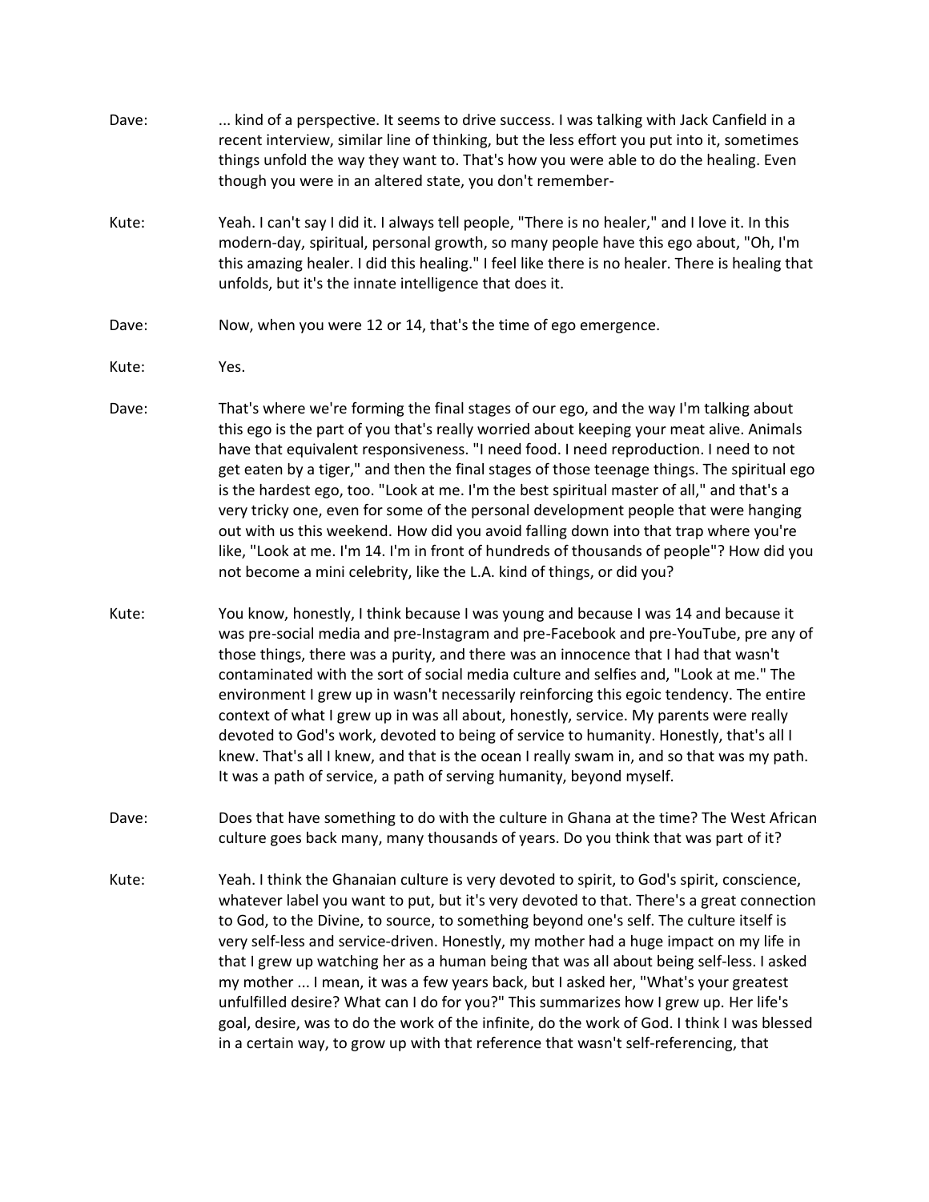Dave: ... kind of a perspective. It seems to drive success. I was talking with Jack Canfield in a recent interview, similar line of thinking, but the less effort you put into it, sometimes things unfold the way they want to. That's how you were able to do the healing. Even though you were in an altered state, you don't remember-

Kute: Yeah. I can't say I did it. I always tell people, "There is no healer," and I love it. In this modern-day, spiritual, personal growth, so many people have this ego about, "Oh, I'm this amazing healer. I did this healing." I feel like there is no healer. There is healing that unfolds, but it's the innate intelligence that does it.

Dave: Now, when you were 12 or 14, that's the time of ego emergence.

Kute: Yes.

Dave: That's where we're forming the final stages of our ego, and the way I'm talking about this ego is the part of you that's really worried about keeping your meat alive. Animals have that equivalent responsiveness. "I need food. I need reproduction. I need to not get eaten by a tiger," and then the final stages of those teenage things. The spiritual ego is the hardest ego, too. "Look at me. I'm the best spiritual master of all," and that's a very tricky one, even for some of the personal development people that were hanging out with us this weekend. How did you avoid falling down into that trap where you're like, "Look at me. I'm 14. I'm in front of hundreds of thousands of people"? How did you not become a mini celebrity, like the L.A. kind of things, or did you?

Kute: You know, honestly, I think because I was young and because I was 14 and because it was pre-social media and pre-Instagram and pre-Facebook and pre-YouTube, pre any of those things, there was a purity, and there was an innocence that I had that wasn't contaminated with the sort of social media culture and selfies and, "Look at me." The environment I grew up in wasn't necessarily reinforcing this egoic tendency. The entire context of what I grew up in was all about, honestly, service. My parents were really devoted to God's work, devoted to being of service to humanity. Honestly, that's all I knew. That's all I knew, and that is the ocean I really swam in, and so that was my path. It was a path of service, a path of serving humanity, beyond myself.

Dave: Does that have something to do with the culture in Ghana at the time? The West African culture goes back many, many thousands of years. Do you think that was part of it?

Kute: Yeah. I think the Ghanaian culture is very devoted to spirit, to God's spirit, conscience, whatever label you want to put, but it's very devoted to that. There's a great connection to God, to the Divine, to source, to something beyond one's self. The culture itself is very self-less and service-driven. Honestly, my mother had a huge impact on my life in that I grew up watching her as a human being that was all about being self-less. I asked my mother ... I mean, it was a few years back, but I asked her, "What's your greatest unfulfilled desire? What can I do for you?" This summarizes how I grew up. Her life's goal, desire, was to do the work of the infinite, do the work of God. I think I was blessed in a certain way, to grow up with that reference that wasn't self-referencing, that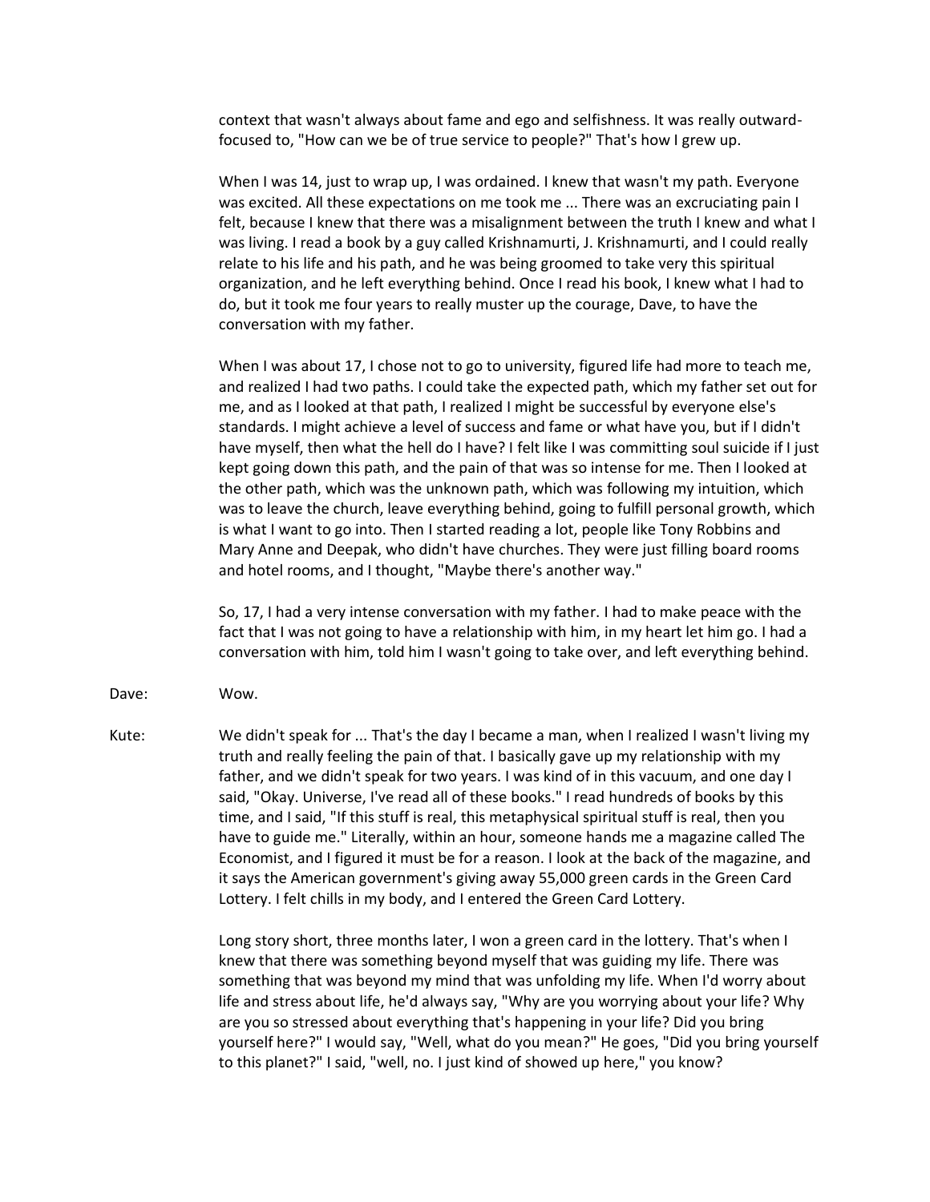context that wasn't always about fame and ego and selfishness. It was really outward-focused to, "How can we be of true service to people?" That's how I grew up.

When I was 14, just to wrap up, I was ordained. I knew that wasn't my path. Everyone was excited. All these expectations on me took me ... There was an excruciating pain I felt, because I knew that there was a misalignment between the truth I knew and what I was living. I read a book by a guy called Krishnamurti, J. Krishnamurti, and I could really relate to his life and his path, and he was being groomed to take very this spiritual organization, and he left everything behind. Once I read his book, I knew what I had to do, but it took me four years to really muster up the courage, Dave, to have the conversation with my father.

When I was about 17, I chose not to go to university, figured life had more to teach me, and realized I had two paths. I could take the expected path, which my father set out for me, and as I looked at that path, I realized I might be successful by everyone else's standards. I might achieve a level of success and fame or what have you, but if I didn't have myself, then what the hell do I have? I felt like I was committing soul suicide if I just kept going down this path, and the pain of that was so intense for me. Then I looked at the other path, which was the unknown path, which was following my intuition, which was to leave the church, leave everything behind, going to fulfill personal growth, which is what I want to go into. Then I started reading a lot, people like Tony Robbins and Mary Anne and Deepak, who didn't have churches. They were just filling board rooms and hotel rooms, and I thought, "Maybe there's another way."

So, 17, I had a very intense conversation with my father. I had to make peace with the fact that I was not going to have a relationship with him, in my heart let him go. I had a conversation with him, told him I wasn't going to take over, and left everything behind.

Dave: Wow.

Kute: We didn't speak for ... That's the day I became a man, when I realized I wasn't living my truth and really feeling the pain of that. I basically gave up my relationship with my father, and we didn't speak for two years. I was kind of in this vacuum, and one day I said, "Okay. Universe, I've read all of these books." I read hundreds of books by this time, and I said, "If this stuff is real, this metaphysical spiritual stuff is real, then you have to guide me." Literally, within an hour, someone hands me a magazine called The Economist, and I figured it must be for a reason. I look at the back of the magazine, and it says the American government's giving away 55,000 green cards in the Green Card Lottery. I felt chills in my body, and I entered the Green Card Lottery.

Long story short, three months later, I won a green card in the lottery. That's when I knew that there was something beyond myself that was guiding my life. There was something that was beyond my mind that was unfolding my life. When I'd worry about life and stress about life, he'd always say, "Why are you worrying about your life? Why are you so stressed about everything that's happening in your life? Did you bring yourself here?" I would say, "Well, what do you mean?" He goes, "Did you bring yourself to this planet?" I said, "well, no. I just kind of showed up here," you know?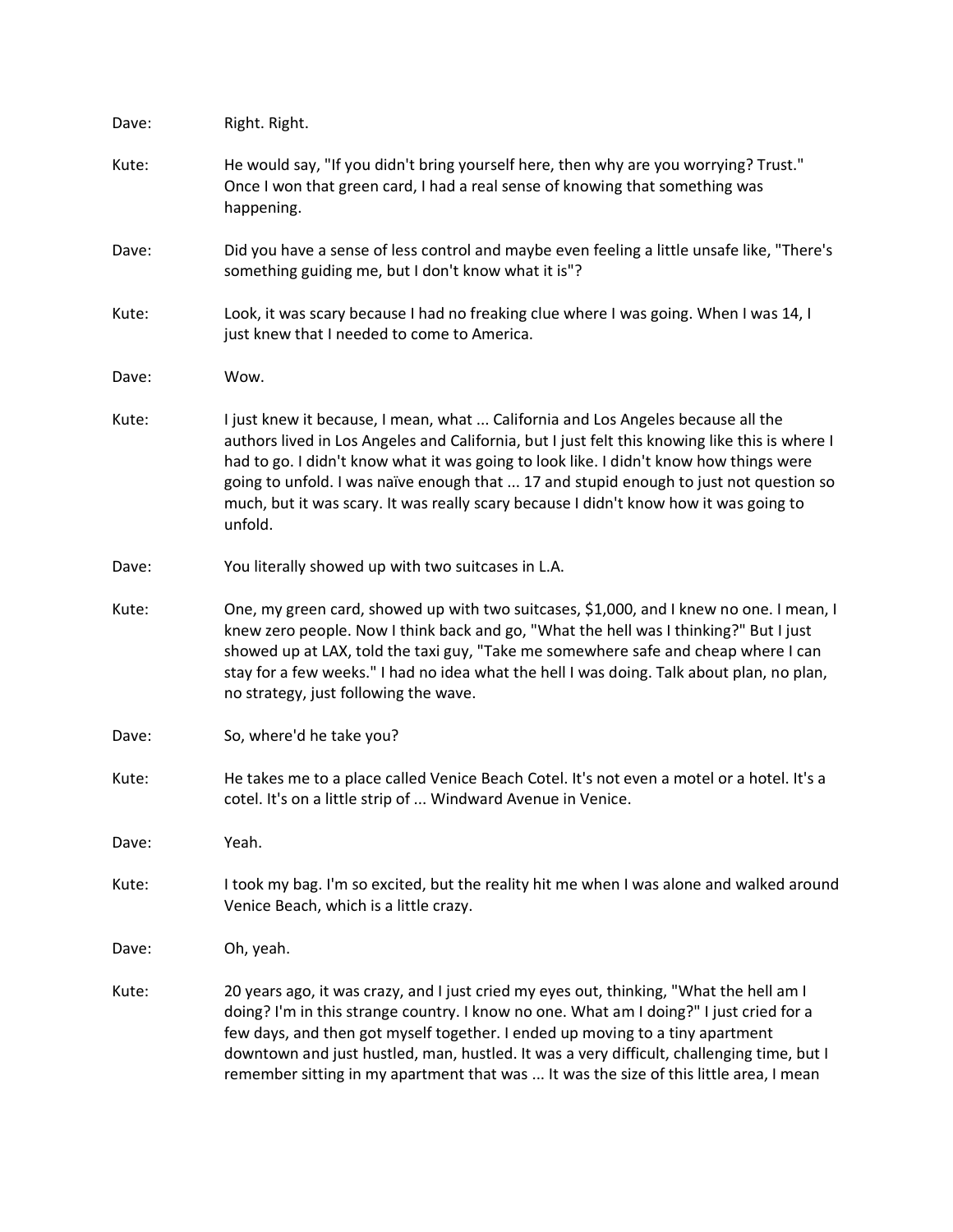Dave: Right. Right.

Kute: He would say, "If you didn't bring yourself here, then why are you worrying? Trust." Once I won that green card, I had a real sense of knowing that something was happening.

Dave: Did you have a sense of less control and maybe even feeling a little unsafe like, "There's something guiding me, but I don't know what it is"?

Kute: Look, it was scary because I had no freaking clue where I was going. When I was 14, I just knew that I needed to come to America.

Dave: Wow.

Kute: I just knew it because, I mean, what ... California and Los Angeles because all the authors lived in Los Angeles and California, but I just felt this knowing like this is where I had to go. I didn't know what it was going to look like. I didn't know how things were going to unfold. I was naïve enough that ... 17 and stupid enough to just not question so much, but it was scary. It was really scary because I didn't know how it was going to unfold.

Dave: You literally showed up with two suitcases in L.A.

Kute: One, my green card, showed up with two suitcases, $1,000, and I knew no one. I mean, I knew zero people. Now I think back and go, "What the hell was I thinking?" But I just showed up at LAX, told the taxi guy, "Take me somewhere safe and cheap where I can stay for a few weeks." I had no idea what the hell I was doing. Talk about plan, no plan, no strategy, just following the wave.

Dave: So, where'd he take you?

Kute: He takes me to a place called Venice Beach Cotel. It's not even a motel or a hotel. It's a cotel. It's on a little strip of ... Windward Avenue in Venice.

Dave: Yeah.

Kute: I took my bag. I'm so excited, but the reality hit me when I was alone and walked around Venice Beach, which is a little crazy.

Dave: Oh, yeah.

Kute: 20 years ago, it was crazy, and I just cried my eyes out, thinking, "What the hell am I doing? I'm in this strange country. I know no one. What am I doing?" I just cried for a few days, and then got myself together. I ended up moving to a tiny apartment downtown and just hustled, man, hustled. It was a very difficult, challenging time, but I remember sitting in my apartment that was ... It was the size of this little area, I mean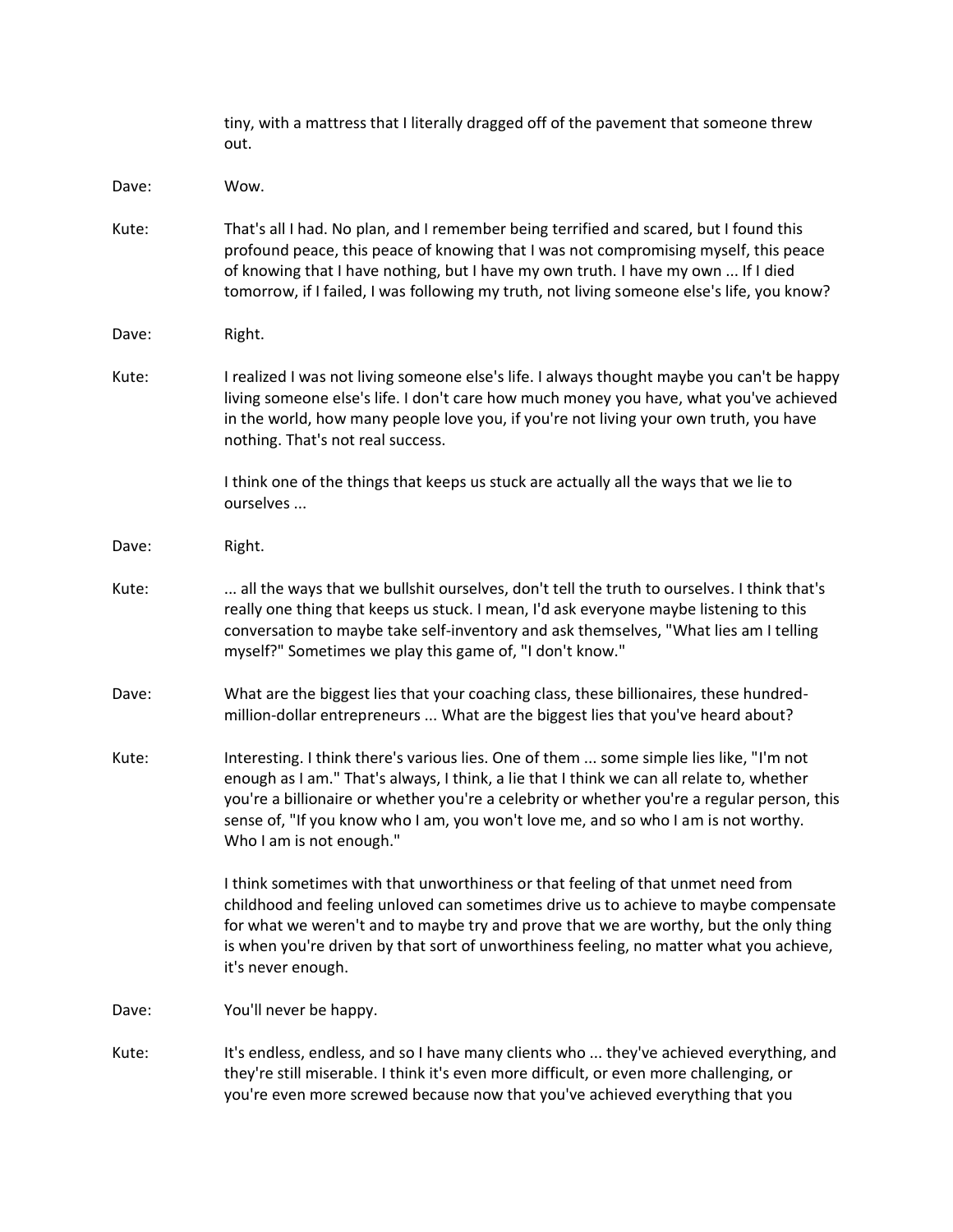tiny, with a mattress that I literally dragged off of the pavement that someone threw out.

Dave: Wow.

Kute: That's all I had. No plan, and I remember being terrified and scared, but I found this profound peace, this peace of knowing that I was not compromising myself, this peace of knowing that I have nothing, but I have my own truth. I have my own ... If I died tomorrow, if I failed, I was following my truth, not living someone else's life, you know?

Dave: Right.

Kute: I realized I was not living someone else's life. I always thought maybe you can't be happy living someone else's life. I don't care how much money you have, what you've achieved in the world, how many people love you, if you're not living your own truth, you have nothing. That's not real success.

I think one of the things that keeps us stuck are actually all the ways that we lie to ourselves ...

Dave: Right.

Kute: ... all the ways that we bullshit ourselves, don't tell the truth to ourselves. I think that's really one thing that keeps us stuck. I mean, I'd ask everyone maybe listening to this conversation to maybe take self-inventory and ask themselves, "What lies am I telling myself?" Sometimes we play this game of, "I don't know."

Dave: What are the biggest lies that your coaching class, these billionaires, these hundred-million-dollar entrepreneurs ... What are the biggest lies that you've heard about?

Kute: Interesting. I think there's various lies. One of them ... some simple lies like, "I'm not enough as I am." That's always, I think, a lie that I think we can all relate to, whether you're a billionaire or whether you're a celebrity or whether you're a regular person, this sense of, "If you know who I am, you won't love me, and so who I am is not worthy. Who I am is not enough."

I think sometimes with that unworthiness or that feeling of that unmet need from childhood and feeling unloved can sometimes drive us to achieve to maybe compensate for what we weren't and to maybe try and prove that we are worthy, but the only thing is when you're driven by that sort of unworthiness feeling, no matter what you achieve, it's never enough.

Dave: You'll never be happy.

Kute: It's endless, endless, and so I have many clients who ... they've achieved everything, and they're still miserable. I think it's even more difficult, or even more challenging, or you're even more screwed because now that you've achieved everything that you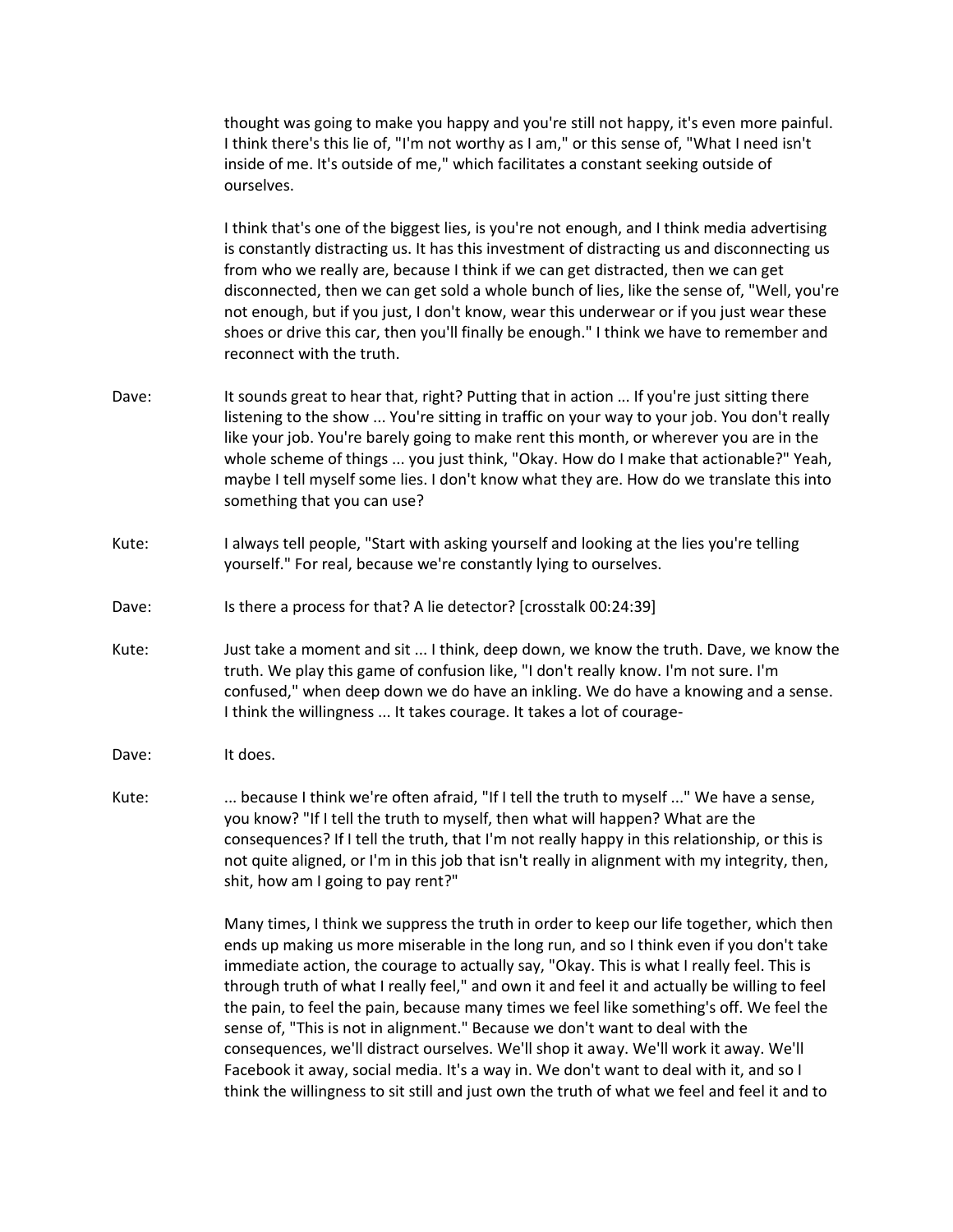thought was going to make you happy and you're still not happy, it's even more painful. I think there's this lie of, "I'm not worthy as I am," or this sense of, "What I need isn't inside of me. It's outside of me," which facilitates a constant seeking outside of ourselves.

I think that's one of the biggest lies, is you're not enough, and I think media advertising is constantly distracting us. It has this investment of distracting us and disconnecting us from who we really are, because I think if we can get distracted, then we can get disconnected, then we can get sold a whole bunch of lies, like the sense of, "Well, you're not enough, but if you just, I don't know, wear this underwear or if you just wear these shoes or drive this car, then you'll finally be enough." I think we have to remember and reconnect with the truth.

Dave: It sounds great to hear that, right? Putting that in action ... If you're just sitting there listening to the show ... You're sitting in traffic on your way to your job. You don't really like your job. You're barely going to make rent this month, or wherever you are in the whole scheme of things ... you just think, "Okay. How do I make that actionable?" Yeah, maybe I tell myself some lies. I don't know what they are. How do we translate this into something that you can use?

Kute: I always tell people, "Start with asking yourself and looking at the lies you're telling yourself." For real, because we're constantly lying to ourselves.

Dave: Is there a process for that? A lie detector? [crosstalk 00:24:39]

Kute: Just take a moment and sit ... I think, deep down, we know the truth. Dave, we know the truth. We play this game of confusion like, "I don't really know. I'm not sure. I'm confused," when deep down we do have an inkling. We do have a knowing and a sense. I think the willingness ... It takes courage. It takes a lot of courage-

Dave: It does.

Kute: ... because I think we're often afraid, "If I tell the truth to myself ..." We have a sense, you know? "If I tell the truth to myself, then what will happen? What are the consequences? If I tell the truth, that I'm not really happy in this relationship, or this is not quite aligned, or I'm in this job that isn't really in alignment with my integrity, then, shit, how am I going to pay rent?"

Many times, I think we suppress the truth in order to keep our life together, which then ends up making us more miserable in the long run, and so I think even if you don't take immediate action, the courage to actually say, "Okay. This is what I really feel. This is through truth of what I really feel," and own it and feel it and actually be willing to feel the pain, to feel the pain, because many times we feel like something's off. We feel the sense of, "This is not in alignment." Because we don't want to deal with the consequences, we'll distract ourselves. We'll shop it away. We'll work it away. We'll Facebook it away, social media. It's a way in. We don't want to deal with it, and so I think the willingness to sit still and just own the truth of what we feel and feel it and to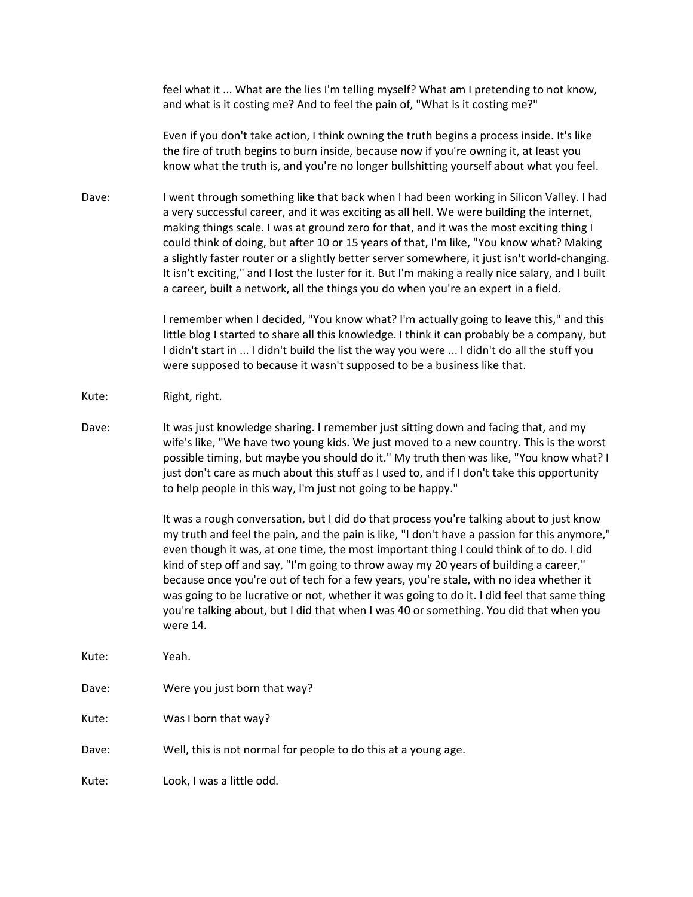feel what it ... What are the lies I'm telling myself? What am I pretending to not know, and what is it costing me? And to feel the pain of, "What is it costing me?"

Even if you don't take action, I think owning the truth begins a process inside. It's like the fire of truth begins to burn inside, because now if you're owning it, at least you know what the truth is, and you're no longer bullshitting yourself about what you feel.

Dave: I went through something like that back when I had been working in Silicon Valley. I had a very successful career, and it was exciting as all hell. We were building the internet, making things scale. I was at ground zero for that, and it was the most exciting thing I could think of doing, but after 10 or 15 years of that, I'm like, "You know what? Making a slightly faster router or a slightly better server somewhere, it just isn't world-changing. It isn't exciting," and I lost the luster for it. But I'm making a really nice salary, and I built a career, built a network, all the things you do when you're an expert in a field.

I remember when I decided, "You know what? I'm actually going to leave this," and this little blog I started to share all this knowledge. I think it can probably be a company, but I didn't start in ... I didn't build the list the way you were ... I didn't do all the stuff you were supposed to because it wasn't supposed to be a business like that.

Kute: Right, right.

Dave: It was just knowledge sharing. I remember just sitting down and facing that, and my wife's like, "We have two young kids. We just moved to a new country. This is the worst possible timing, but maybe you should do it." My truth then was like, "You know what? I just don't care as much about this stuff as I used to, and if I don't take this opportunity to help people in this way, I'm just not going to be happy."

It was a rough conversation, but I did do that process you're talking about to just know my truth and feel the pain, and the pain is like, "I don't have a passion for this anymore," even though it was, at one time, the most important thing I could think of to do. I did kind of step off and say, "I'm going to throw away my 20 years of building a career," because once you're out of tech for a few years, you're stale, with no idea whether it was going to be lucrative or not, whether it was going to do it. I did feel that same thing you're talking about, but I did that when I was 40 or something. You did that when you were 14.

Kute: Yeah.

Dave: Were you just born that way?

Kute: Was I born that way?

Dave: Well, this is not normal for people to do this at a young age.

Kute: Look, I was a little odd.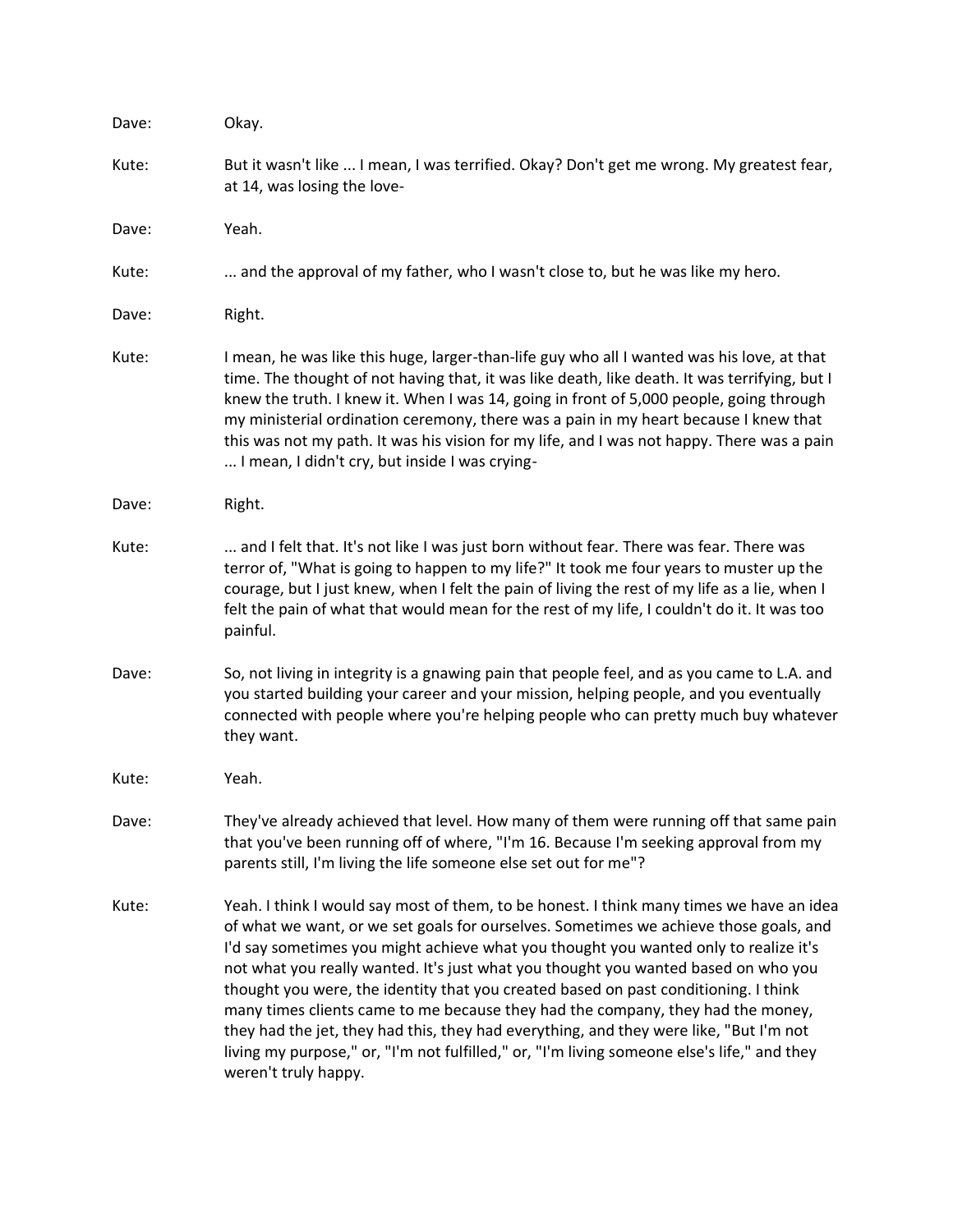Dave: Okay.

Kute: But it wasn't like ... I mean, I was terrified. Okay? Don't get me wrong. My greatest fear, at 14, was losing the love-

Dave: Yeah.

Kute: ... and the approval of my father, who I wasn't close to, but he was like my hero.

Dave: Right.

Kute: I mean, he was like this huge, larger-than-life guy who all I wanted was his love, at that time. The thought of not having that, it was like death, like death. It was terrifying, but I knew the truth. I knew it. When I was 14, going in front of 5,000 people, going through my ministerial ordination ceremony, there was a pain in my heart because I knew that this was not my path. It was his vision for my life, and I was not happy. There was a pain ... I mean, I didn't cry, but inside I was crying-

Dave: Right.

Kute: ... and I felt that. It's not like I was just born without fear. There was fear. There was terror of, "What is going to happen to my life?" It took me four years to muster up the courage, but I just knew, when I felt the pain of living the rest of my life as a lie, when I felt the pain of what that would mean for the rest of my life, I couldn't do it. It was too painful.

Dave: So, not living in integrity is a gnawing pain that people feel, and as you came to L.A. and you started building your career and your mission, helping people, and you eventually connected with people where you're helping people who can pretty much buy whatever they want.

Kute: Yeah.

Dave: They've already achieved that level. How many of them were running off that same pain that you've been running off of where, "I'm 16. Because I'm seeking approval from my parents still, I'm living the life someone else set out for me"?

Kute: Yeah. I think I would say most of them, to be honest. I think many times we have an idea of what we want, or we set goals for ourselves. Sometimes we achieve those goals, and I'd say sometimes you might achieve what you thought you wanted only to realize it's not what you really wanted. It's just what you thought you wanted based on who you thought you were, the identity that you created based on past conditioning. I think many times clients came to me because they had the company, they had the money, they had the jet, they had this, they had everything, and they were like, "But I'm not living my purpose," or, "I'm not fulfilled," or, "I'm living someone else's life," and they weren't truly happy.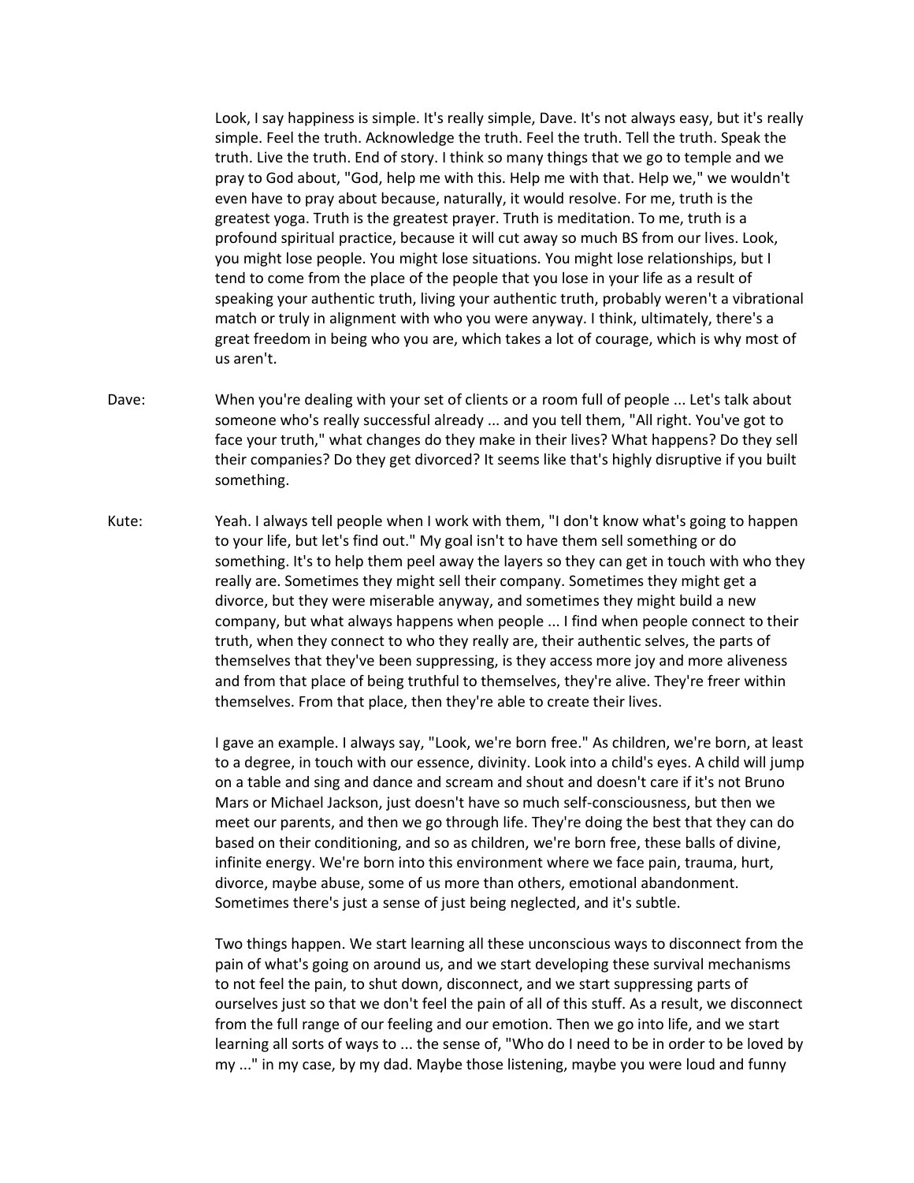Look, I say happiness is simple. It's really simple, Dave. It's not always easy, but it's really simple. Feel the truth. Acknowledge the truth. Feel the truth. Tell the truth. Speak the truth. Live the truth. End of story. I think so many things that we go to temple and we pray to God about, "God, help me with this. Help me with that. Help we," we wouldn't even have to pray about because, naturally, it would resolve. For me, truth is the greatest yoga. Truth is the greatest prayer. Truth is meditation. To me, truth is a profound spiritual practice, because it will cut away so much BS from our lives. Look, you might lose people. You might lose situations. You might lose relationships, but I tend to come from the place of the people that you lose in your life as a result of speaking your authentic truth, living your authentic truth, probably weren't a vibrational match or truly in alignment with who you were anyway. I think, ultimately, there's a great freedom in being who you are, which takes a lot of courage, which is why most of us aren't.

**Dave:** When you're dealing with your set of clients or a room full of people ... Let's talk about someone who's really successful already ... and you tell them, "All right. You've got to face your truth," what changes do they make in their lives? What happens? Do they sell their companies? Do they get divorced? It seems like that's highly disruptive if you built something.

**Kute:** Yeah. I always tell people when I work with them, "I don't know what's going to happen to your life, but let's find out." My goal isn't to have them sell something or do something. It's to help them peel away the layers so they can get in touch with who they really are. Sometimes they might sell their company. Sometimes they might get a divorce, but they were miserable anyway, and sometimes they might build a new company, but what always happens when people ... I find when people connect to their truth, when they connect to who they really are, their authentic selves, the parts of themselves that they've been suppressing, is they access more joy and more aliveness and from that place of being truthful to themselves, they're alive. They're freer within themselves. From that place, then they're able to create their lives.

I gave an example. I always say, "Look, we're born free." As children, we're born, at least to a degree, in touch with our essence, divinity. Look into a child's eyes. A child will jump on a table and sing and dance and scream and shout and doesn't care if it's not Bruno Mars or Michael Jackson, just doesn't have so much self-consciousness, but then we meet our parents, and then we go through life. They're doing the best that they can do based on their conditioning, and so as children, we're born free, these balls of divine, infinite energy. We're born into this environment where we face pain, trauma, hurt, divorce, maybe abuse, some of us more than others, emotional abandonment. Sometimes there's just a sense of just being neglected, and it's subtle.

Two things happen. We start learning all these unconscious ways to disconnect from the pain of what's going on around us, and we start developing these survival mechanisms to not feel the pain, to shut down, disconnect, and we start suppressing parts of ourselves just so that we don't feel the pain of all of this stuff. As a result, we disconnect from the full range of our feeling and our emotion. Then we go into life, and we start learning all sorts of ways to ... the sense of, "Who do I need to be in order to be loved by my ..." in my case, by my dad. Maybe those listening, maybe you were loud and funny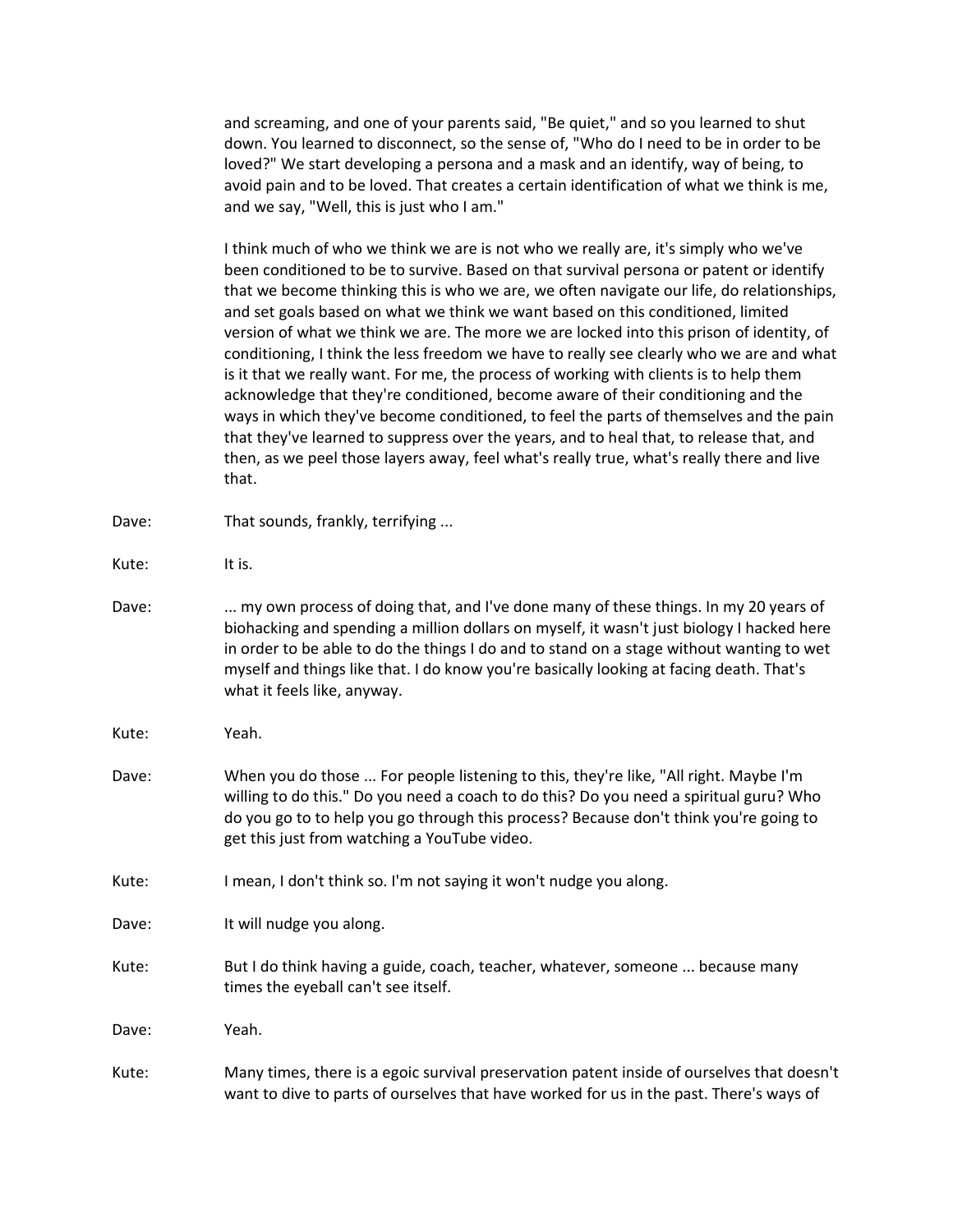and screaming, and one of your parents said, "Be quiet," and so you learned to shut down. You learned to disconnect, so the sense of, "Who do I need to be in order to be loved?" We start developing a persona and a mask and an identify, way of being, to avoid pain and to be loved. That creates a certain identification of what we think is me, and we say, "Well, this is just who I am."

I think much of who we think we are is not who we really are, it's simply who we've been conditioned to be to survive. Based on that survival persona or patent or identify that we become thinking this is who we are, we often navigate our life, do relationships, and set goals based on what we think we want based on this conditioned, limited version of what we think we are. The more we are locked into this prison of identity, of conditioning, I think the less freedom we have to really see clearly who we are and what is it that we really want. For me, the process of working with clients is to help them acknowledge that they're conditioned, become aware of their conditioning and the ways in which they've become conditioned, to feel the parts of themselves and the pain that they've learned to suppress over the years, and to heal that, to release that, and then, as we peel those layers away, feel what's really true, what's really there and live that.

Dave: That sounds, frankly, terrifying ...

Kute: It is.

Dave: ... my own process of doing that, and I've done many of these things. In my 20 years of biohacking and spending a million dollars on myself, it wasn't just biology I hacked here in order to be able to do the things I do and to stand on a stage without wanting to wet myself and things like that. I do know you're basically looking at facing death. That's what it feels like, anyway.

Kute: Yeah.

Dave: When you do those ... For people listening to this, they're like, "All right. Maybe I'm willing to do this." Do you need a coach to do this? Do you need a spiritual guru? Who do you go to to help you go through this process? Because don't think you're going to get this just from watching a YouTube video.

Kute: I mean, I don't think so. I'm not saying it won't nudge you along.

Dave: It will nudge you along.

Kute: But I do think having a guide, coach, teacher, whatever, someone ... because many times the eyeball can't see itself.

Dave: Yeah.

Kute: Many times, there is a egoic survival preservation patent inside of ourselves that doesn't want to dive to parts of ourselves that have worked for us in the past. There's ways of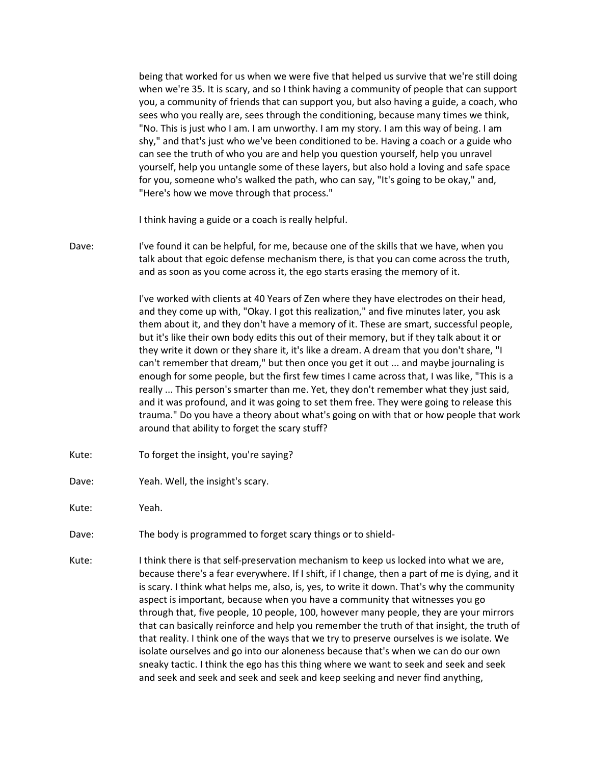being that worked for us when we were five that helped us survive that we're still doing when we're 35. It is scary, and so I think having a community of people that can support you, a community of friends that can support you, but also having a guide, a coach, who sees who you really are, sees through the conditioning, because many times we think, "No. This is just who I am. I am unworthy. I am my story. I am this way of being. I am shy," and that's just who we've been conditioned to be. Having a coach or a guide who can see the truth of who you are and help you question yourself, help you unravel yourself, help you untangle some of these layers, but also hold a loving and safe space for you, someone who's walked the path, who can say, "It's going to be okay," and, "Here's how we move through that process."

I think having a guide or a coach is really helpful.

Dave: I've found it can be helpful, for me, because one of the skills that we have, when you talk about that egoic defense mechanism there, is that you can come across the truth, and as soon as you come across it, the ego starts erasing the memory of it.

I've worked with clients at 40 Years of Zen where they have electrodes on their head, and they come up with, "Okay. I got this realization," and five minutes later, you ask them about it, and they don't have a memory of it. These are smart, successful people, but it's like their own body edits this out of their memory, but if they talk about it or they write it down or they share it, it's like a dream. A dream that you don't share, "I can't remember that dream," but then once you get it out ... and maybe journaling is enough for some people, but the first few times I came across that, I was like, "This is a really ... This person's smarter than me. Yet, they don't remember what they just said, and it was profound, and it was going to set them free. They were going to release this trauma." Do you have a theory about what's going on with that or how people that work around that ability to forget the scary stuff?

Kute: To forget the insight, you're saying?

Dave: Yeah. Well, the insight's scary.

Kute: Yeah.

Dave: The body is programmed to forget scary things or to shield-

Kute: I think there is that self-preservation mechanism to keep us locked into what we are, because there's a fear everywhere. If I shift, if I change, then a part of me is dying, and it is scary. I think what helps me, also, is, yes, to write it down. That's why the community aspect is important, because when you have a community that witnesses you go through that, five people, 10 people, 100, however many people, they are your mirrors that can basically reinforce and help you remember the truth of that insight, the truth of that reality. I think one of the ways that we try to preserve ourselves is we isolate. We isolate ourselves and go into our aloneness because that's when we can do our own sneaky tactic. I think the ego has this thing where we want to seek and seek and seek and seek and seek and seek and seek and keep seeking and never find anything,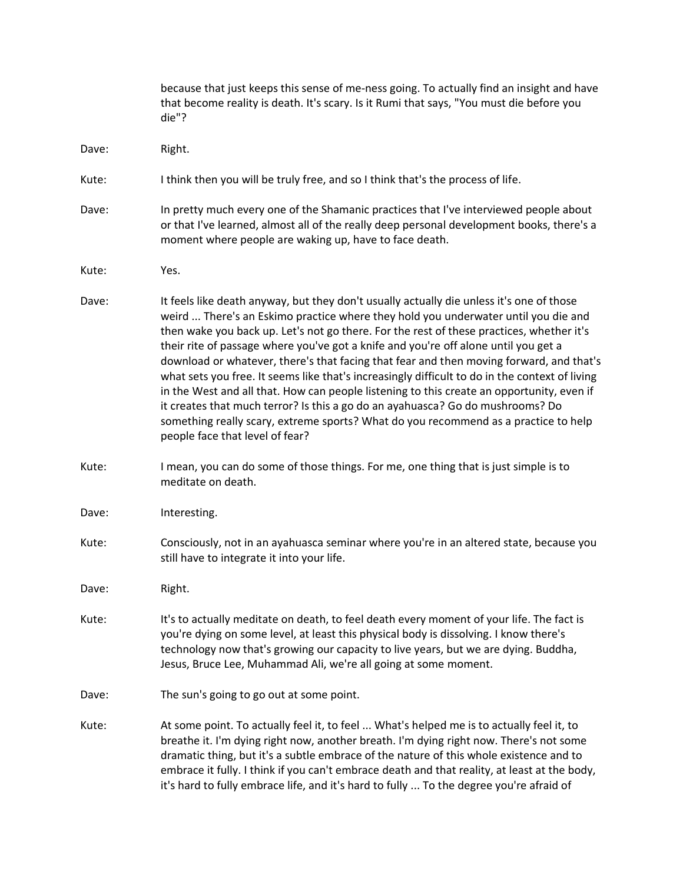because that just keeps this sense of me-ness going. To actually find an insight and have that become reality is death. It's scary. Is it Rumi that says, "You must die before you die"?

Dave: Right.

Kute: I think then you will be truly free, and so I think that's the process of life.

Dave: In pretty much every one of the Shamanic practices that I've interviewed people about or that I've learned, almost all of the really deep personal development books, there's a moment where people are waking up, have to face death.

Kute: Yes.

Dave: It feels like death anyway, but they don't usually actually die unless it's one of those weird ... There's an Eskimo practice where they hold you underwater until you die and then wake you back up. Let's not go there. For the rest of these practices, whether it's their rite of passage where you've got a knife and you're off alone until you get a download or whatever, there's that facing that fear and then moving forward, and that's what sets you free. It seems like that's increasingly difficult to do in the context of living in the West and all that. How can people listening to this create an opportunity, even if it creates that much terror? Is this a go do an ayahuasca? Go do mushrooms? Do something really scary, extreme sports? What do you recommend as a practice to help people face that level of fear?

Kute: I mean, you can do some of those things. For me, one thing that is just simple is to meditate on death.

Dave: Interesting.

Kute: Consciously, not in an ayahuasca seminar where you're in an altered state, because you still have to integrate it into your life.

Dave: Right.

Kute: It's to actually meditate on death, to feel death every moment of your life. The fact is you're dying on some level, at least this physical body is dissolving. I know there's technology now that's growing our capacity to live years, but we are dying. Buddha, Jesus, Bruce Lee, Muhammad Ali, we're all going at some moment.

Dave: The sun's going to go out at some point.

Kute: At some point. To actually feel it, to feel ... What's helped me is to actually feel it, to breathe it. I'm dying right now, another breath. I'm dying right now. There's not some dramatic thing, but it's a subtle embrace of the nature of this whole existence and to embrace it fully. I think if you can't embrace death and that reality, at least at the body, it's hard to fully embrace life, and it's hard to fully ... To the degree you're afraid of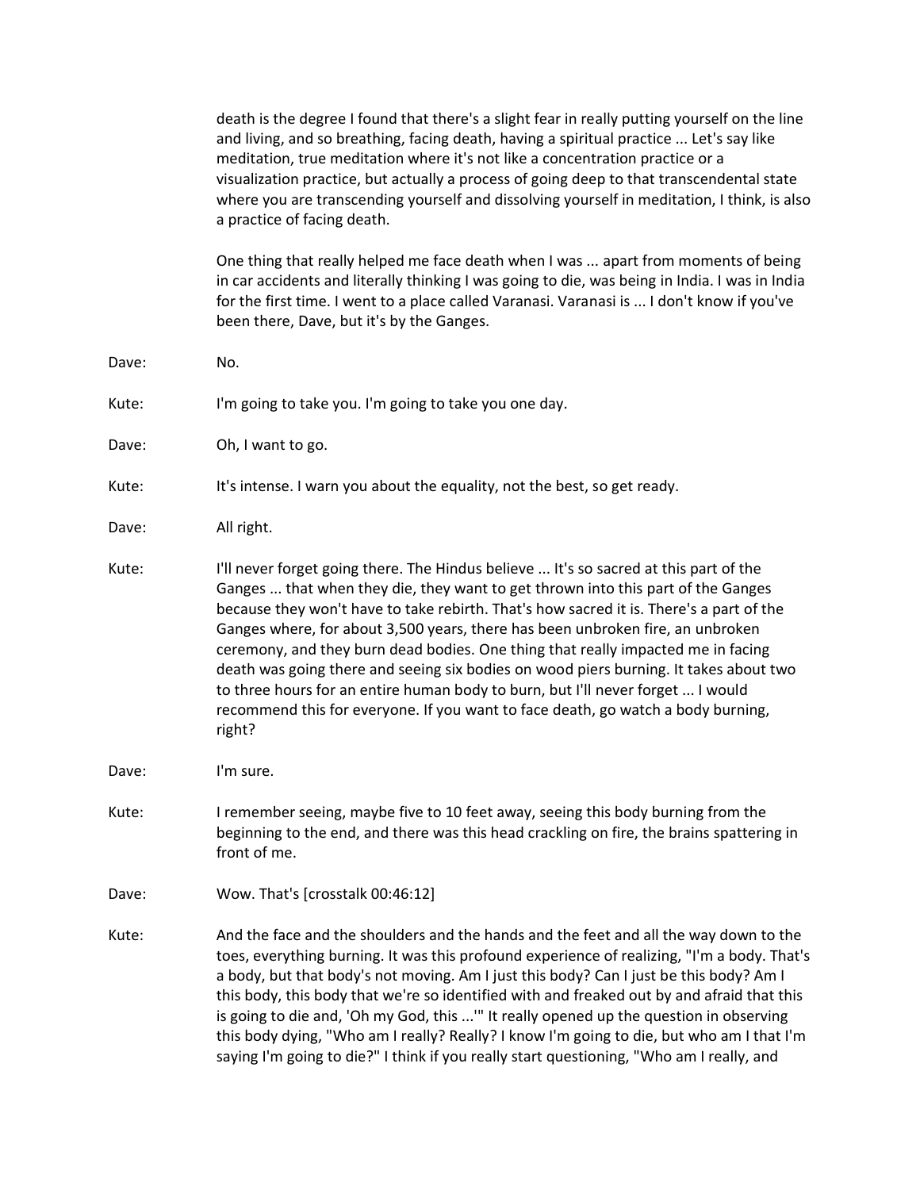death is the degree I found that there's a slight fear in really putting yourself on the line and living, and so breathing, facing death, having a spiritual practice ... Let's say like meditation, true meditation where it's not like a concentration practice or a visualization practice, but actually a process of going deep to that transcendental state where you are transcending yourself and dissolving yourself in meditation, I think, is also a practice of facing death.

One thing that really helped me face death when I was ... apart from moments of being in car accidents and literally thinking I was going to die, was being in India. I was in India for the first time. I went to a place called Varanasi. Varanasi is ... I don't know if you've been there, Dave, but it's by the Ganges.

Dave: No.

Kute: I'm going to take you. I'm going to take you one day.

Dave: Oh, I want to go.

Kute: It's intense. I warn you about the equality, not the best, so get ready.

Dave: All right.

Kute: I'll never forget going there. The Hindus believe ... It's so sacred at this part of the Ganges ... that when they die, they want to get thrown into this part of the Ganges because they won't have to take rebirth. That's how sacred it is. There's a part of the Ganges where, for about 3,500 years, there has been unbroken fire, an unbroken ceremony, and they burn dead bodies. One thing that really impacted me in facing death was going there and seeing six bodies on wood piers burning. It takes about two to three hours for an entire human body to burn, but I'll never forget ... I would recommend this for everyone. If you want to face death, go watch a body burning, right?

Dave: I'm sure.

Kute: I remember seeing, maybe five to 10 feet away, seeing this body burning from the beginning to the end, and there was this head crackling on fire, the brains spattering in front of me.

Dave: Wow. That's [crosstalk 00:46:12]

Kute: And the face and the shoulders and the hands and the feet and all the way down to the toes, everything burning. It was this profound experience of realizing, "I'm a body. That's a body, but that body's not moving. Am I just this body? Can I just be this body? Am I this body, this body that we're so identified with and freaked out by and afraid that this is going to die and, 'Oh my God, this ...'" It really opened up the question in observing this body dying, "Who am I really? Really? I know I'm going to die, but who am I that I'm saying I'm going to die?" I think if you really start questioning, "Who am I really, and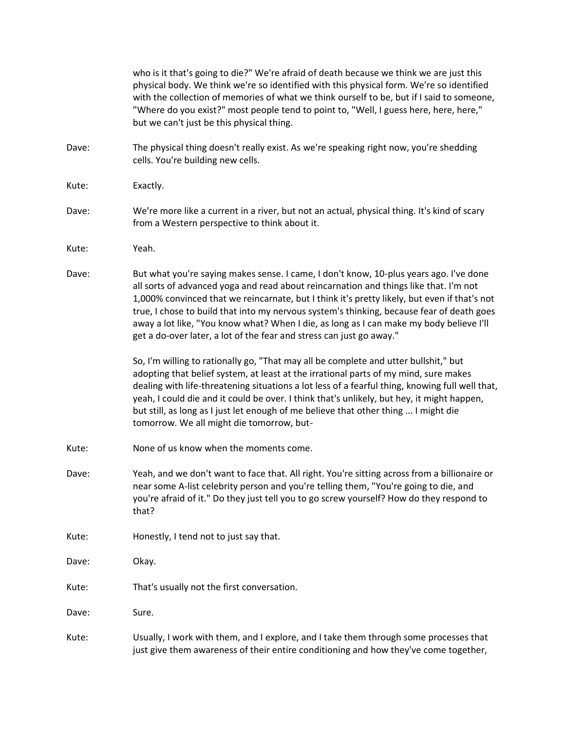who is it that's going to die?" We're afraid of death because we think we are just this physical body. We think we're so identified with this physical form. We're so identified with the collection of memories of what we think ourself to be, but if I said to someone, "Where do you exist?" most people tend to point to, "Well, I guess here, here, here," but we can't just be this physical thing.

Dave: The physical thing doesn't really exist. As we're speaking right now, you're shedding cells. You're building new cells.

Kute: Exactly.

Dave: We're more like a current in a river, but not an actual, physical thing. It's kind of scary from a Western perspective to think about it.

Kute: Yeah.

Dave: But what you're saying makes sense. I came, I don't know, 10-plus years ago. I've done all sorts of advanced yoga and read about reincarnation and things like that. I'm not 1,000% convinced that we reincarnate, but I think it's pretty likely, but even if that's not true, I chose to build that into my nervous system's thinking, because fear of death goes away a lot like, "You know what? When I die, as long as I can make my body believe I'll get a do-over later, a lot of the fear and stress can just go away."

So, I'm willing to rationally go, "That may all be complete and utter bullshit," but adopting that belief system, at least at the irrational parts of my mind, sure makes dealing with life-threatening situations a lot less of a fearful thing, knowing full well that, yeah, I could die and it could be over. I think that's unlikely, but hey, it might happen, but still, as long as I just let enough of me believe that other thing ... I might die tomorrow. We all might die tomorrow, but-

Kute: None of us know when the moments come.

Dave: Yeah, and we don't want to face that. All right. You're sitting across from a billionaire or near some A-list celebrity person and you're telling them, "You're going to die, and you're afraid of it." Do they just tell you to go screw yourself? How do they respond to that?

Kute: Honestly, I tend not to just say that.

Dave: Okay.

Kute: That's usually not the first conversation.

Dave: Sure.

Kute: Usually, I work with them, and I explore, and I take them through some processes that just give them awareness of their entire conditioning and how they've come together,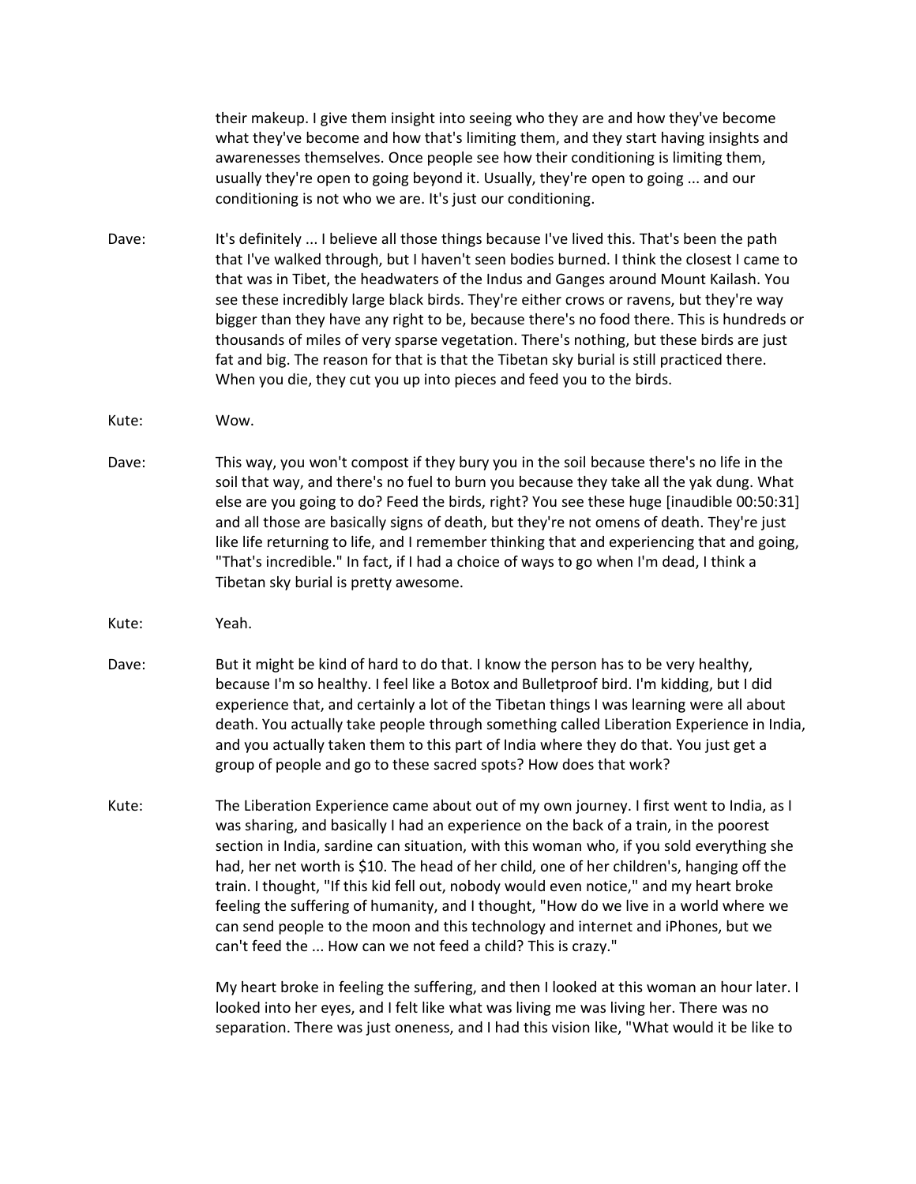their makeup. I give them insight into seeing who they are and how they've become what they've become and how that's limiting them, and they start having insights and awarenesses themselves. Once people see how their conditioning is limiting them, usually they're open to going beyond it. Usually, they're open to going ... and our conditioning is not who we are. It's just our conditioning.

Dave: It's definitely ... I believe all those things because I've lived this. That's been the path that I've walked through, but I haven't seen bodies burned. I think the closest I came to that was in Tibet, the headwaters of the Indus and Ganges around Mount Kailash. You see these incredibly large black birds. They're either crows or ravens, but they're way bigger than they have any right to be, because there's no food there. This is hundreds or thousands of miles of very sparse vegetation. There's nothing, but these birds are just fat and big. The reason for that is that the Tibetan sky burial is still practiced there. When you die, they cut you up into pieces and feed you to the birds.

Kute: Wow.

Dave: This way, you won't compost if they bury you in the soil because there's no life in the soil that way, and there's no fuel to burn you because they take all the yak dung. What else are you going to do? Feed the birds, right? You see these huge [inaudible 00:50:31] and all those are basically signs of death, but they're not omens of death. They're just like life returning to life, and I remember thinking that and experiencing that and going, "That's incredible." In fact, if I had a choice of ways to go when I'm dead, I think a Tibetan sky burial is pretty awesome.

Kute: Yeah.

Dave: But it might be kind of hard to do that. I know the person has to be very healthy, because I'm so healthy. I feel like a Botox and Bulletproof bird. I'm kidding, but I did experience that, and certainly a lot of the Tibetan things I was learning were all about death. You actually take people through something called Liberation Experience in India, and you actually taken them to this part of India where they do that. You just get a group of people and go to these sacred spots? How does that work?

Kute: The Liberation Experience came about out of my own journey. I first went to India, as I was sharing, and basically I had an experience on the back of a train, in the poorest section in India, sardine can situation, with this woman who, if you sold everything she had, her net worth is $10. The head of her child, one of her children's, hanging off the train. I thought, "If this kid fell out, nobody would even notice," and my heart broke feeling the suffering of humanity, and I thought, "How do we live in a world where we can send people to the moon and this technology and internet and iPhones, but we can't feed the ... How can we not feed a child? This is crazy."

My heart broke in feeling the suffering, and then I looked at this woman an hour later. I looked into her eyes, and I felt like what was living me was living her. There was no separation. There was just oneness, and I had this vision like, "What would it be like to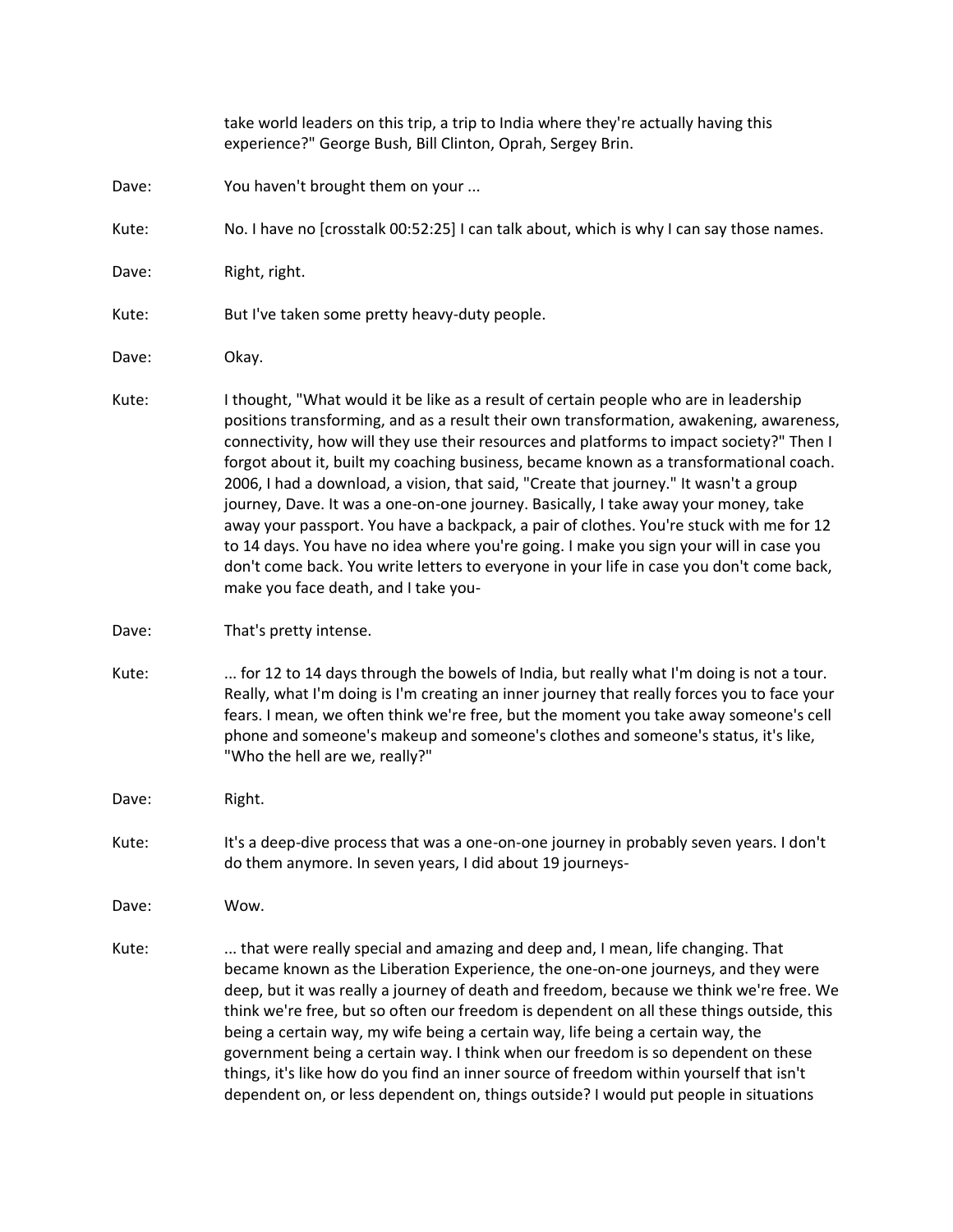take world leaders on this trip, a trip to India where they're actually having this experience?" George Bush, Bill Clinton, Oprah, Sergey Brin.

Dave: You haven't brought them on your ...

Kute: No. I have no [crosstalk 00:52:25] I can talk about, which is why I can say those names.

Dave: Right, right.

Kute: But I've taken some pretty heavy-duty people.

Dave: Okay.

Kute: I thought, "What would it be like as a result of certain people who are in leadership positions transforming, and as a result their own transformation, awakening, awareness, connectivity, how will they use their resources and platforms to impact society?" Then I forgot about it, built my coaching business, became known as a transformational coach. 2006, I had a download, a vision, that said, "Create that journey." It wasn't a group journey, Dave. It was a one-on-one journey. Basically, I take away your money, take away your passport. You have a backpack, a pair of clothes. You're stuck with me for 12 to 14 days. You have no idea where you're going. I make you sign your will in case you don't come back. You write letters to everyone in your life in case you don't come back, make you face death, and I take you-

Dave: That's pretty intense.

Kute: ... for 12 to 14 days through the bowels of India, but really what I'm doing is not a tour. Really, what I'm doing is I'm creating an inner journey that really forces you to face your fears. I mean, we often think we're free, but the moment you take away someone's cell phone and someone's makeup and someone's clothes and someone's status, it's like, "Who the hell are we, really?"

Dave: Right.

Kute: It's a deep-dive process that was a one-on-one journey in probably seven years. I don't do them anymore. In seven years, I did about 19 journeys-

Dave: Wow.

Kute: ... that were really special and amazing and deep and, I mean, life changing. That became known as the Liberation Experience, the one-on-one journeys, and they were deep, but it was really a journey of death and freedom, because we think we're free. We think we're free, but so often our freedom is dependent on all these things outside, this being a certain way, my wife being a certain way, life being a certain way, the government being a certain way. I think when our freedom is so dependent on these things, it's like how do you find an inner source of freedom within yourself that isn't dependent on, or less dependent on, things outside? I would put people in situations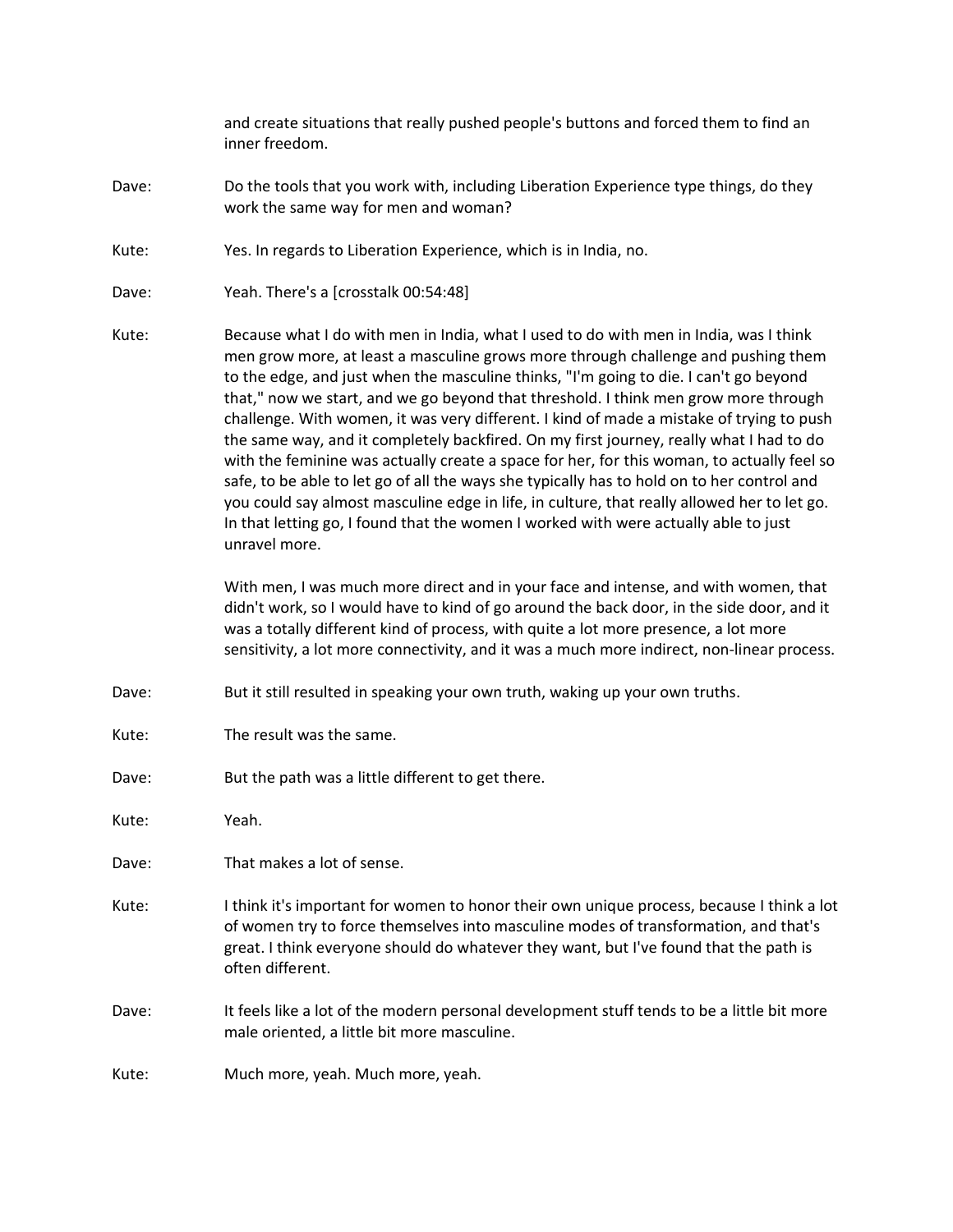and create situations that really pushed people's buttons and forced them to find an inner freedom.

Dave: Do the tools that you work with, including Liberation Experience type things, do they work the same way for men and woman?

Kute: Yes. In regards to Liberation Experience, which is in India, no.

Dave: Yeah. There's a [crosstalk 00:54:48]

Kute: Because what I do with men in India, what I used to do with men in India, was I think men grow more, at least a masculine grows more through challenge and pushing them to the edge, and just when the masculine thinks, "I'm going to die. I can't go beyond that," now we start, and we go beyond that threshold. I think men grow more through challenge. With women, it was very different. I kind of made a mistake of trying to push the same way, and it completely backfired. On my first journey, really what I had to do with the feminine was actually create a space for her, for this woman, to actually feel so safe, to be able to let go of all the ways she typically has to hold on to her control and you could say almost masculine edge in life, in culture, that really allowed her to let go. In that letting go, I found that the women I worked with were actually able to just unravel more.

With men, I was much more direct and in your face and intense, and with women, that didn't work, so I would have to kind of go around the back door, in the side door, and it was a totally different kind of process, with quite a lot more presence, a lot more sensitivity, a lot more connectivity, and it was a much more indirect, non-linear process.

Dave: But it still resulted in speaking your own truth, waking up your own truths.

Kute: The result was the same.

Dave: But the path was a little different to get there.

Kute: Yeah.

Dave: That makes a lot of sense.

Kute: I think it's important for women to honor their own unique process, because I think a lot of women try to force themselves into masculine modes of transformation, and that's great. I think everyone should do whatever they want, but I've found that the path is often different.

Dave: It feels like a lot of the modern personal development stuff tends to be a little bit more male oriented, a little bit more masculine.

Kute: Much more, yeah. Much more, yeah.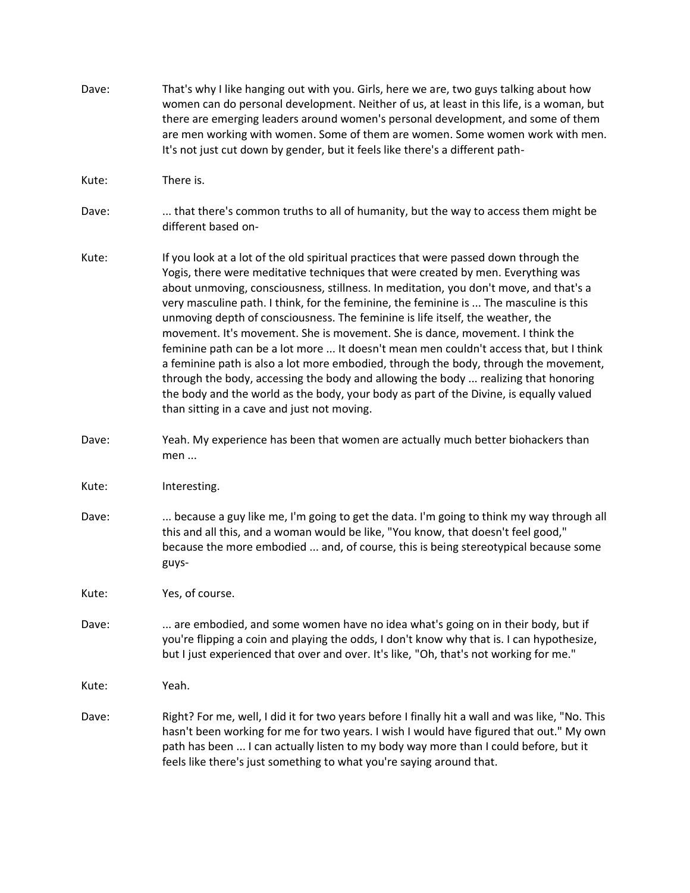Dave: That's why I like hanging out with you. Girls, here we are, two guys talking about how women can do personal development. Neither of us, at least in this life, is a woman, but there are emerging leaders around women's personal development, and some of them are men working with women. Some of them are women. Some women work with men. It's not just cut down by gender, but it feels like there's a different path-

Kute: There is.

Dave: ... that there's common truths to all of humanity, but the way to access them might be different based on-

Kute: If you look at a lot of the old spiritual practices that were passed down through the Yogis, there were meditative techniques that were created by men. Everything was about unmoving, consciousness, stillness. In meditation, you don't move, and that's a very masculine path. I think, for the feminine, the feminine is ... The masculine is this unmoving depth of consciousness. The feminine is life itself, the weather, the movement. It's movement. She is movement. She is dance, movement. I think the feminine path can be a lot more ... It doesn't mean men couldn't access that, but I think a feminine path is also a lot more embodied, through the body, through the movement, through the body, accessing the body and allowing the body ... realizing that honoring the body and the world as the body, your body as part of the Divine, is equally valued than sitting in a cave and just not moving.

Dave: Yeah. My experience has been that women are actually much better biohackers than men ...

Kute: Interesting.

Dave: ... because a guy like me, I'm going to get the data. I'm going to think my way through all this and all this, and a woman would be like, "You know, that doesn't feel good," because the more embodied ... and, of course, this is being stereotypical because some guys-

Kute: Yes, of course.

Dave: ... are embodied, and some women have no idea what's going on in their body, but if you're flipping a coin and playing the odds, I don't know why that is. I can hypothesize, but I just experienced that over and over. It's like, "Oh, that's not working for me."

Kute: Yeah.

Dave: Right? For me, well, I did it for two years before I finally hit a wall and was like, "No. This hasn't been working for me for two years. I wish I would have figured that out." My own path has been ... I can actually listen to my body way more than I could before, but it feels like there's just something to what you're saying around that.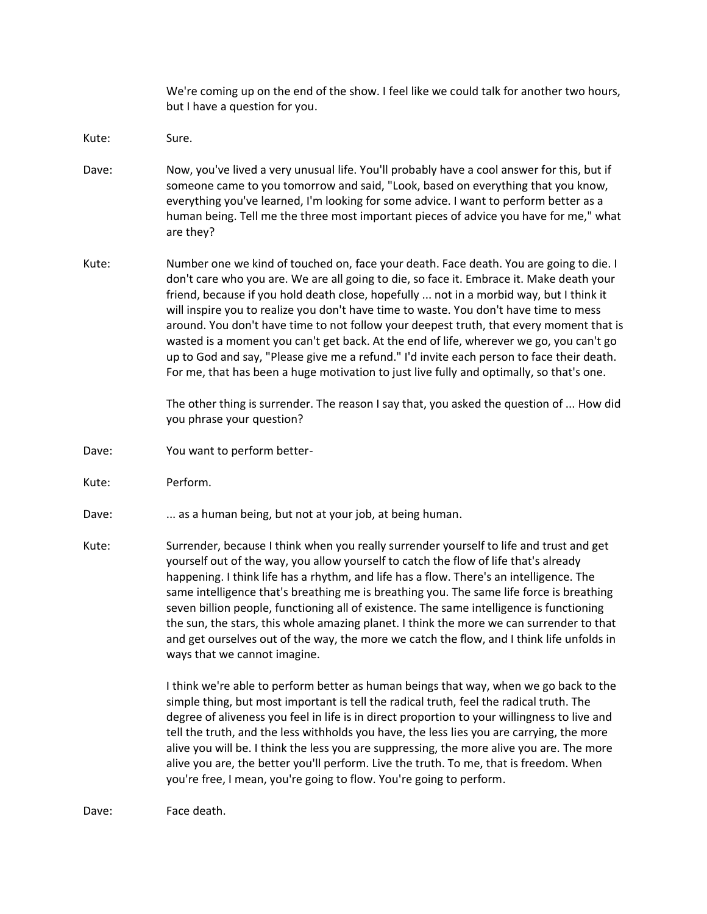We're coming up on the end of the show. I feel like we could talk for another two hours, but I have a question for you.

Kute: Sure.

Dave: Now, you've lived a very unusual life. You'll probably have a cool answer for this, but if someone came to you tomorrow and said, "Look, based on everything that you know, everything you've learned, I'm looking for some advice. I want to perform better as a human being. Tell me the three most important pieces of advice you have for me," what are they?

Kute: Number one we kind of touched on, face your death. Face death. You are going to die. I don't care who you are. We are all going to die, so face it. Embrace it. Make death your friend, because if you hold death close, hopefully ... not in a morbid way, but I think it will inspire you to realize you don't have time to waste. You don't have time to mess around. You don't have time to not follow your deepest truth, that every moment that is wasted is a moment you can't get back. At the end of life, wherever we go, you can't go up to God and say, "Please give me a refund." I'd invite each person to face their death. For me, that has been a huge motivation to just live fully and optimally, so that's one.

The other thing is surrender. The reason I say that, you asked the question of ... How did you phrase your question?

Dave: You want to perform better-

Kute: Perform.

Dave: ... as a human being, but not at your job, at being human.

Kute: Surrender, because I think when you really surrender yourself to life and trust and get yourself out of the way, you allow yourself to catch the flow of life that's already happening. I think life has a rhythm, and life has a flow. There's an intelligence. The same intelligence that's breathing me is breathing you. The same life force is breathing seven billion people, functioning all of existence. The same intelligence is functioning the sun, the stars, this whole amazing planet. I think the more we can surrender to that and get ourselves out of the way, the more we catch the flow, and I think life unfolds in ways that we cannot imagine.

I think we're able to perform better as human beings that way, when we go back to the simple thing, but most important is tell the radical truth, feel the radical truth. The degree of aliveness you feel in life is in direct proportion to your willingness to live and tell the truth, and the less withholds you have, the less lies you are carrying, the more alive you will be. I think the less you are suppressing, the more alive you are. The more alive you are, the better you'll perform. Live the truth. To me, that is freedom. When you're free, I mean, you're going to flow. You're going to perform.

Dave: Face death.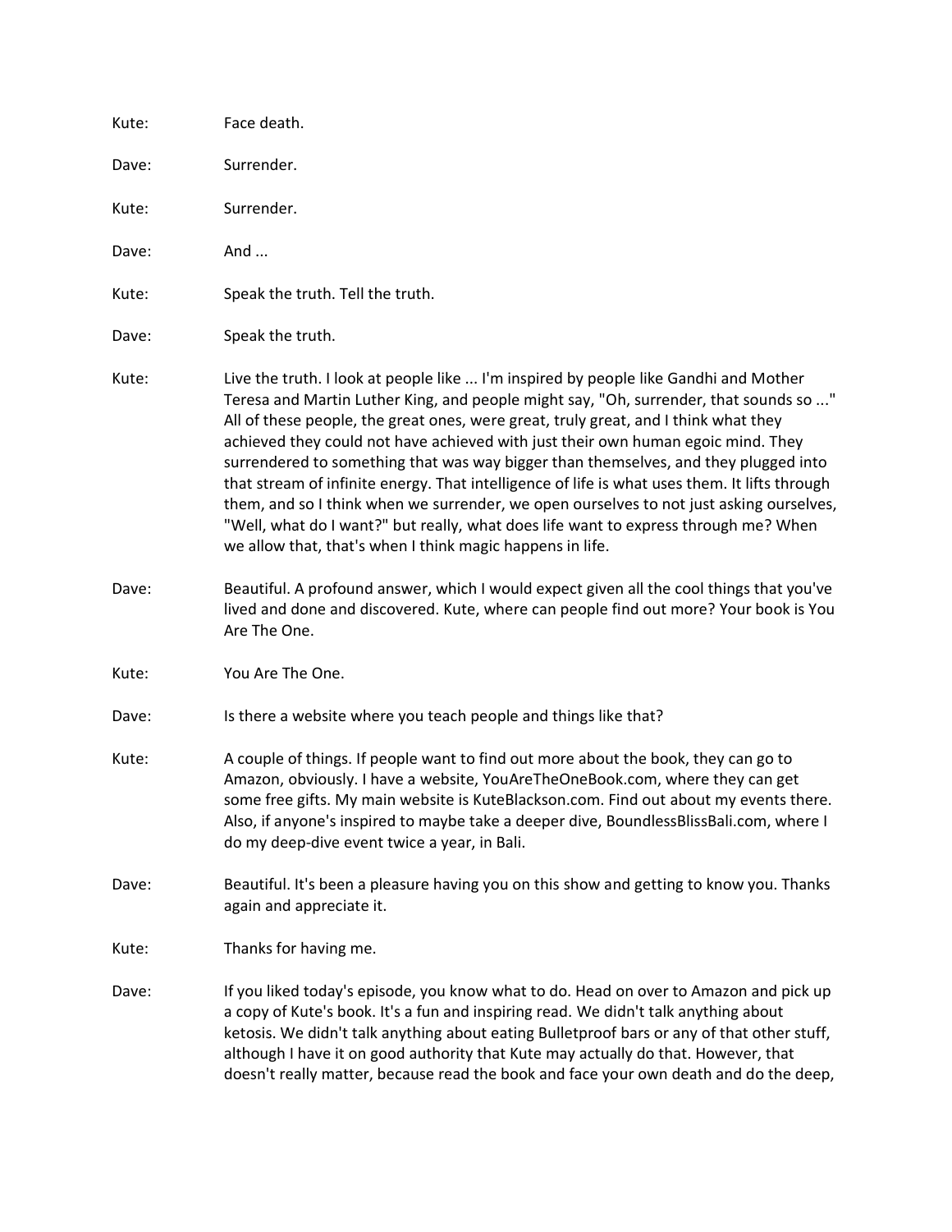Kute: Face death.

Dave: Surrender.

Kute: Surrender.

Dave: And ...

Kute: Speak the truth. Tell the truth.

Dave: Speak the truth.

Kute: Live the truth. I look at people like ... I'm inspired by people like Gandhi and Mother Teresa and Martin Luther King, and people might say, "Oh, surrender, that sounds so ..." All of these people, the great ones, were great, truly great, and I think what they achieved they could not have achieved with just their own human egoic mind. They surrendered to something that was way bigger than themselves, and they plugged into that stream of infinite energy. That intelligence of life is what uses them. It lifts through them, and so I think when we surrender, we open ourselves to not just asking ourselves, "Well, what do I want?" but really, what does life want to express through me? When we allow that, that's when I think magic happens in life.

Dave: Beautiful. A profound answer, which I would expect given all the cool things that you've lived and done and discovered. Kute, where can people find out more? Your book is You Are The One.

Kute: You Are The One.

Dave: Is there a website where you teach people and things like that?

Kute: A couple of things. If people want to find out more about the book, they can go to Amazon, obviously. I have a website, YouAreTheOneBook.com, where they can get some free gifts. My main website is KuteBlackson.com. Find out about my events there. Also, if anyone's inspired to maybe take a deeper dive, BoundlessBlissBali.com, where I do my deep-dive event twice a year, in Bali.

Dave: Beautiful. It's been a pleasure having you on this show and getting to know you. Thanks again and appreciate it.

Kute: Thanks for having me.

Dave: If you liked today's episode, you know what to do. Head on over to Amazon and pick up a copy of Kute's book. It's a fun and inspiring read. We didn't talk anything about ketosis. We didn't talk anything about eating Bulletproof bars or any of that other stuff, although I have it on good authority that Kute may actually do that. However, that doesn't really matter, because read the book and face your own death and do the deep,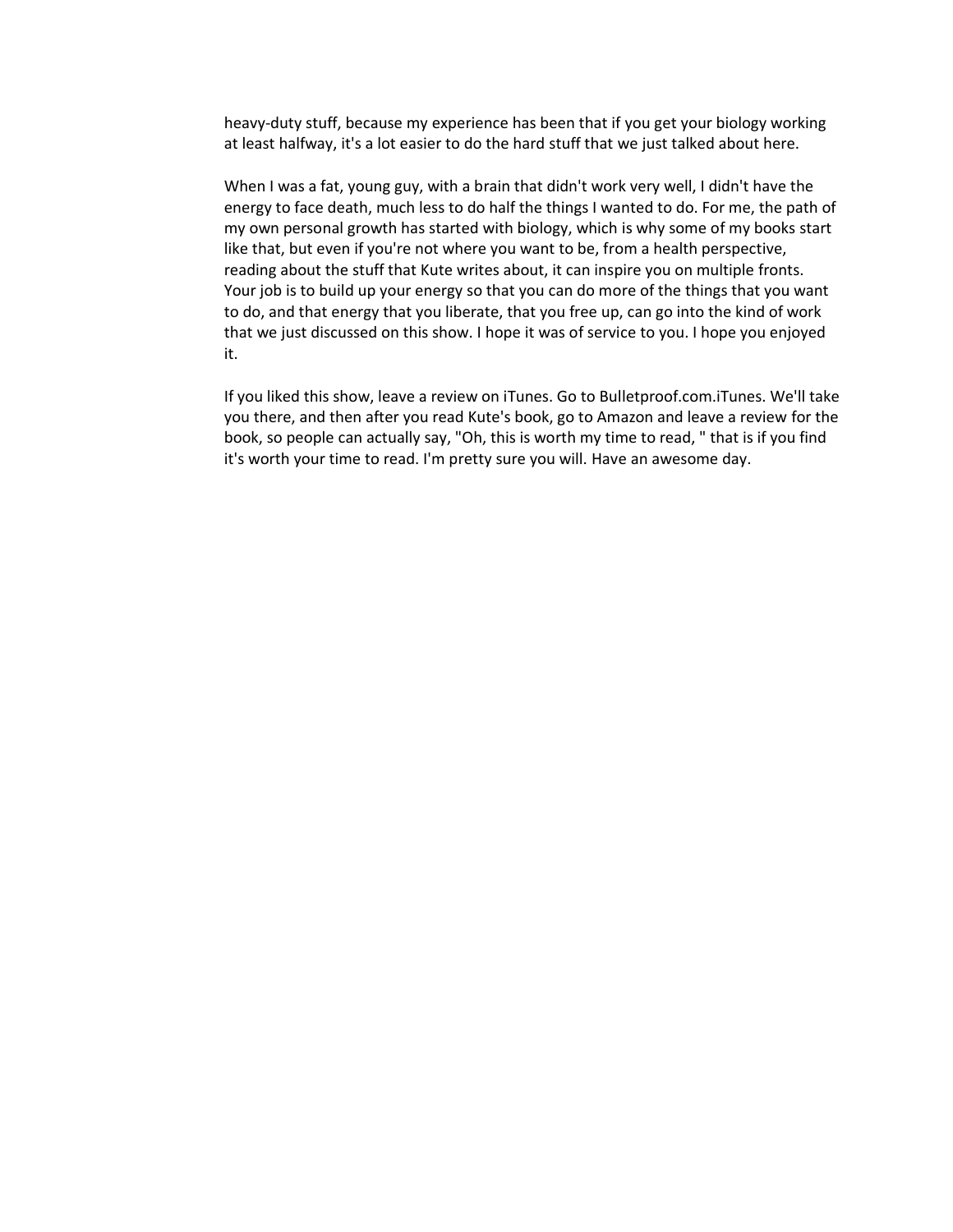heavy-duty stuff, because my experience has been that if you get your biology working at least halfway, it's a lot easier to do the hard stuff that we just talked about here.

When I was a fat, young guy, with a brain that didn't work very well, I didn't have the energy to face death, much less to do half the things I wanted to do. For me, the path of my own personal growth has started with biology, which is why some of my books start like that, but even if you're not where you want to be, from a health perspective, reading about the stuff that Kute writes about, it can inspire you on multiple fronts. Your job is to build up your energy so that you can do more of the things that you want to do, and that energy that you liberate, that you free up, can go into the kind of work that we just discussed on this show. I hope it was of service to you. I hope you enjoyed it.

If you liked this show, leave a review on iTunes. Go to Bulletproof.com.iTunes. We'll take you there, and then after you read Kute's book, go to Amazon and leave a review for the book, so people can actually say, "Oh, this is worth my time to read, " that is if you find it's worth your time to read. I'm pretty sure you will. Have an awesome day.